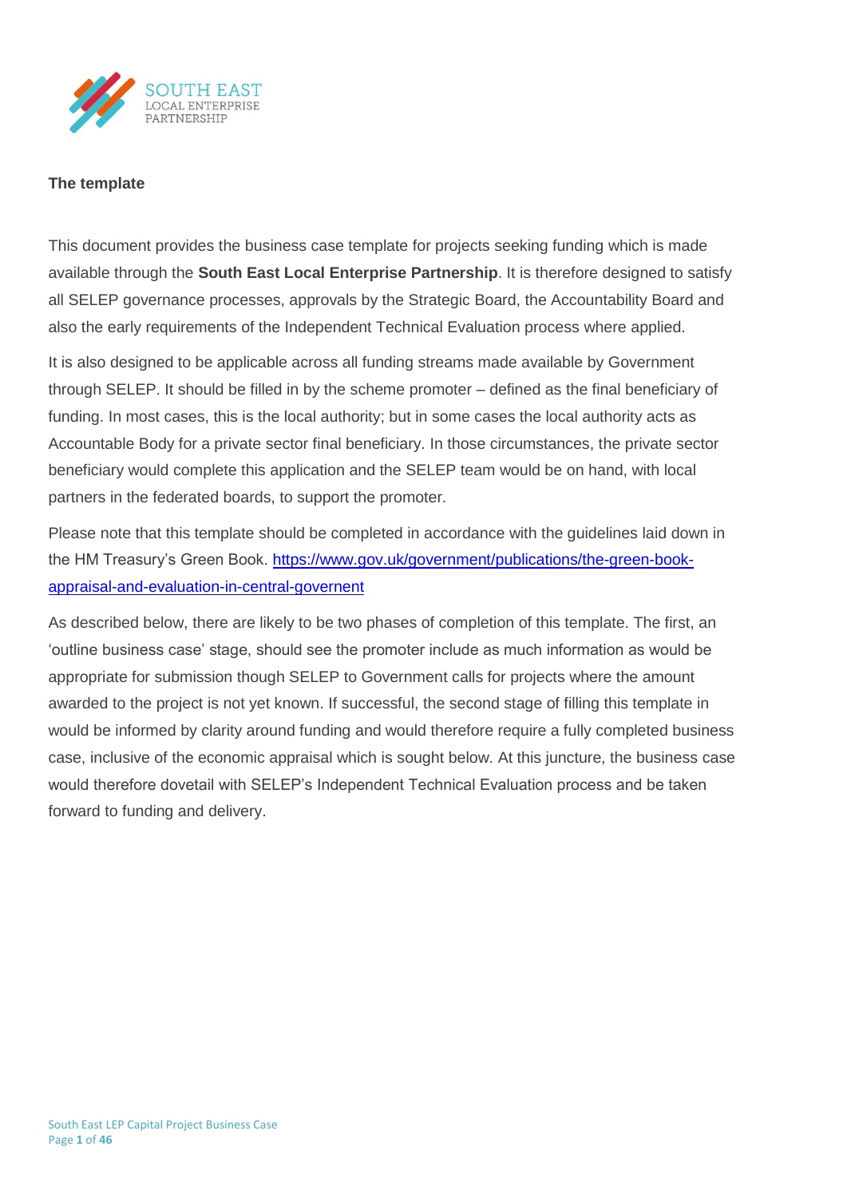**The template**

This document provides the business case template for projects seeking funding which is made available through the **South East Local Enterprise Partnership**. It is therefore designed to satisfy all SELEP governance processes, approvals by the Strategic Board, the Accountability Board and also the early requirements of the Independent Technical Evaluation process where applied.

It is also designed to be applicable across all funding streams made available by Government through SELEP. It should be filled in by the scheme promoter – defined as the final beneficiary of funding. In most cases, this is the local authority; but in some cases the local authority acts as Accountable Body for a private sector final beneficiary. In those circumstances, the private sector beneficiary would complete this application and the SELEP team would be on hand, with local partners in the federated boards, to support the promoter.

Please note that this template should be completed in accordance with the guidelines laid down in the HM Treasury's Green Book. [https://www.gov.uk/government/publications/the-green-book-appraisal-and-evaluation-in-central-governent](https://www.gov.uk/government/publications/the-green-book-appraisal-and-evaluation-in-central-governent)

As described below, there are likely to be two phases of completion of this template. The first, an 'outline business case' stage, should see the promoter include as much information as would be appropriate for submission though SELEP to Government calls for projects where the amount awarded to the project is not yet known. If successful, the second stage of filling this template in would be informed by clarity around funding and would therefore require a fully completed business case, inclusive of the economic appraisal which is sought below. At this juncture, the business case would therefore dovetail with SELEP's Independent Technical Evaluation process and be taken forward to funding and delivery.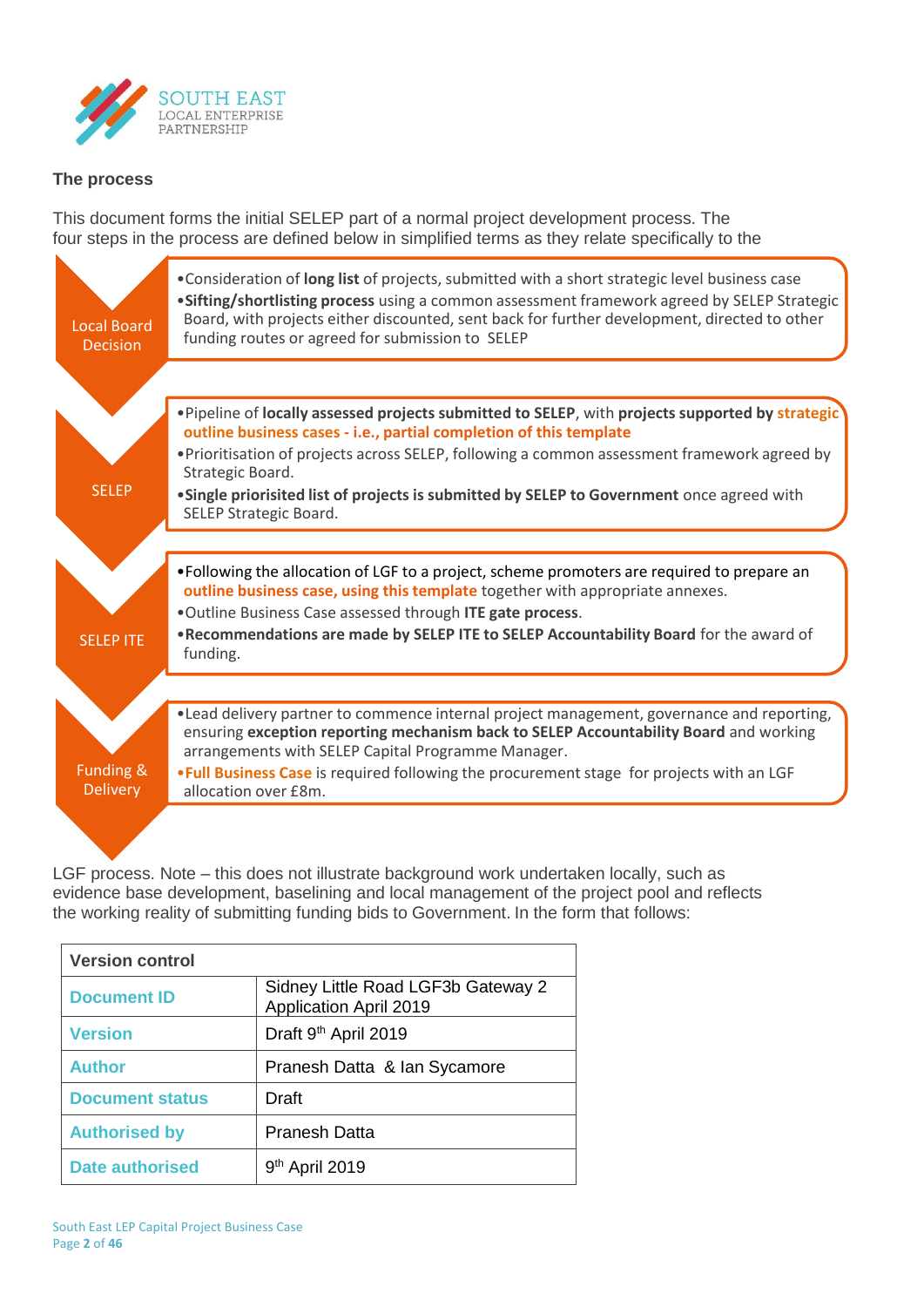### The process

This document forms the initial SELEP part of a normal project development process. The four steps in the process are defined below in simplified terms as they relate specifically to the

**Local Board Decision**

- Consideration of **long list** of projects, submitted with a short strategic level business case
- **Sifting/shortlisting process** using a common assessment framework agreed by SELEP Strategic Board, with projects either discounted, sent back for further development, directed to other funding routes or agreed for submission to SELEP

**SELEP**

- Pipeline of **locally assessed projects submitted to SELEP**, with **projects supported by strategic outline business cases - i.e., partial completion of this template**
- Prioritisation of projects across SELEP, following a common assessment framework agreed by Strategic Board.
- **Single prioritised list of projects is submitted by SELEP to Government** once agreed with SELEP Strategic Board.

**SELEP ITE**

- Following the allocation of LGF to a project, scheme promoters are required to prepare an **outline business case, using this template** together with appropriate annexes.
- Outline Business Case assessed through **ITE gate process**.
- **Recommendations are made by SELEP ITE to SELEP Accountability Board** for the award of funding.

**Funding & Delivery**

- Lead delivery partner to commence internal project management, governance and reporting, ensuring **exception reporting mechanism back to SELEP Accountability Board** and working arrangements with SELEP Capital Programme Manager.
- **Full Business Case** is required following the procurement stage for projects with an LGF allocation over £8m.

LGF process. Note – this does not illustrate background work undertaken locally, such as evidence base development, baselining and local management of the project pool and reflects the working reality of submitting funding bids to Government. In the form that follows:

| Version control | |
|---|---|
| **Document ID** | Sidney Little Road LGF3b Gateway 2 Application April 2019 |
| **Version** | Draft 9th April 2019 |
| **Author** | Pranesh Datta & Ian Sycamore |
| **Document status** | Draft |
| **Authorised by** | Pranesh Datta |
| **Date authorised** | 9th April 2019 |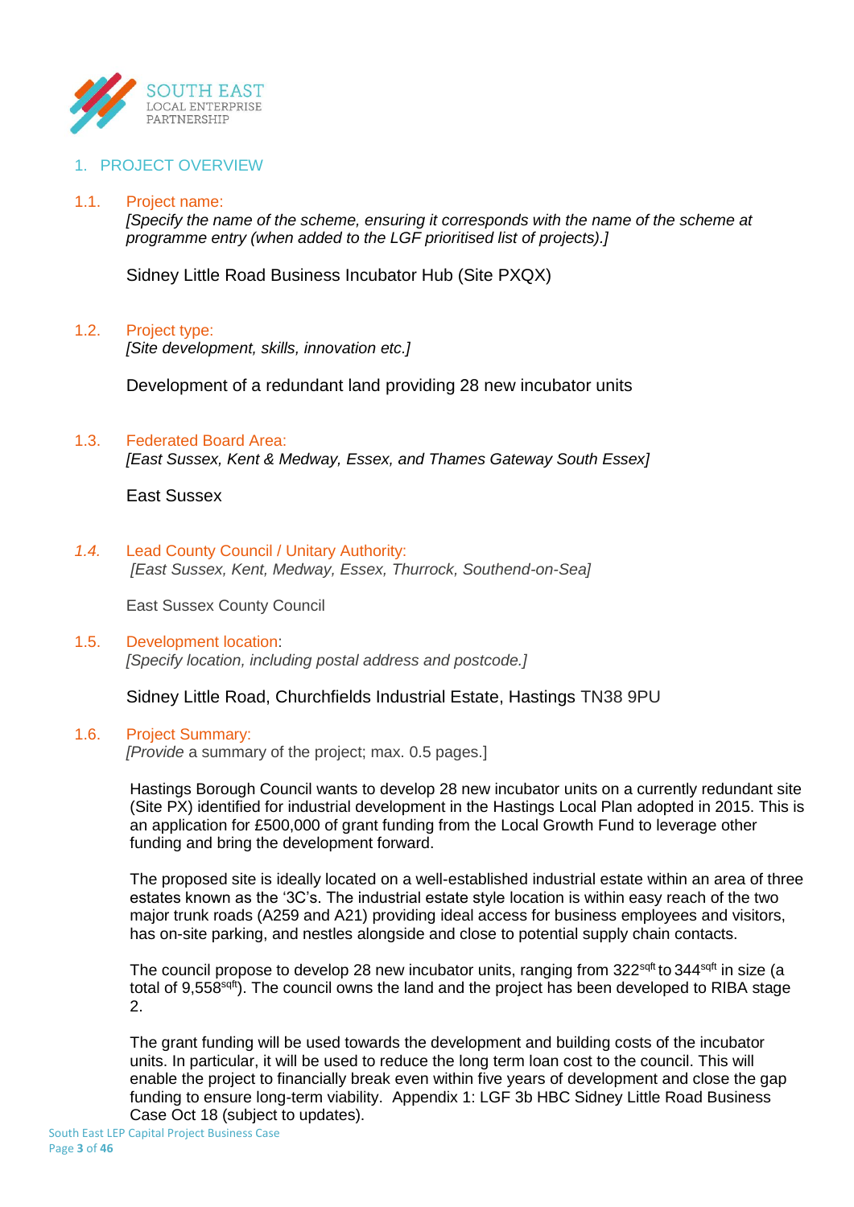SOUTH EAST
LOCAL ENTERPRISE
PARTNERSHIP

## 1. PROJECT OVERVIEW

### 1.1. Project name:

*[Specify the name of the scheme, ensuring it corresponds with the name of the scheme at programme entry (when added to the LGF prioritised list of projects).]*

Sidney Little Road Business Incubator Hub (Site PXQX)

### 1.2. Project type:

*[Site development, skills, innovation etc.]*

Development of a redundant land providing 28 new incubator units

### 1.3. Federated Board Area:

*[East Sussex, Kent & Medway, Essex, and Thames Gateway South Essex]*

East Sussex

### 1.4. Lead County Council / Unitary Authority:

*[East Sussex, Kent, Medway, Essex, Thurrock, Southend-on-Sea]*

East Sussex County Council

### 1.5. Development location:

*[Specify location, including postal address and postcode.]*

Sidney Little Road, Churchfields Industrial Estate, Hastings TN38 9PU

### 1.6. Project Summary:

*[Provide* a summary of the project; max. 0.5 pages.]

Hastings Borough Council wants to develop 28 new incubator units on a currently redundant site (Site PX) identified for industrial development in the Hastings Local Plan adopted in 2015. This is an application for £500,000 of grant funding from the Local Growth Fund to leverage other funding and bring the development forward.

The proposed site is ideally located on a well-established industrial estate within an area of three estates known as the '3C's. The industrial estate style location is within easy reach of the two major trunk roads (A259 and A21) providing ideal access for business employees and visitors, has on-site parking, and nestles alongside and close to potential supply chain contacts.

The council propose to develop 28 new incubator units, ranging from 322 sqft to 344 sqft in size (a total of 9,558 sqft). The council owns the land and the project has been developed to RIBA stage 2.

The grant funding will be used towards the development and building costs of the incubator units. In particular, it will be used to reduce the long term loan cost to the council. This will enable the project to financially break even within five years of development and close the gap funding to ensure long-term viability. Appendix 1: LGF 3b HBC Sidney Little Road Business Case Oct 18 (subject to updates).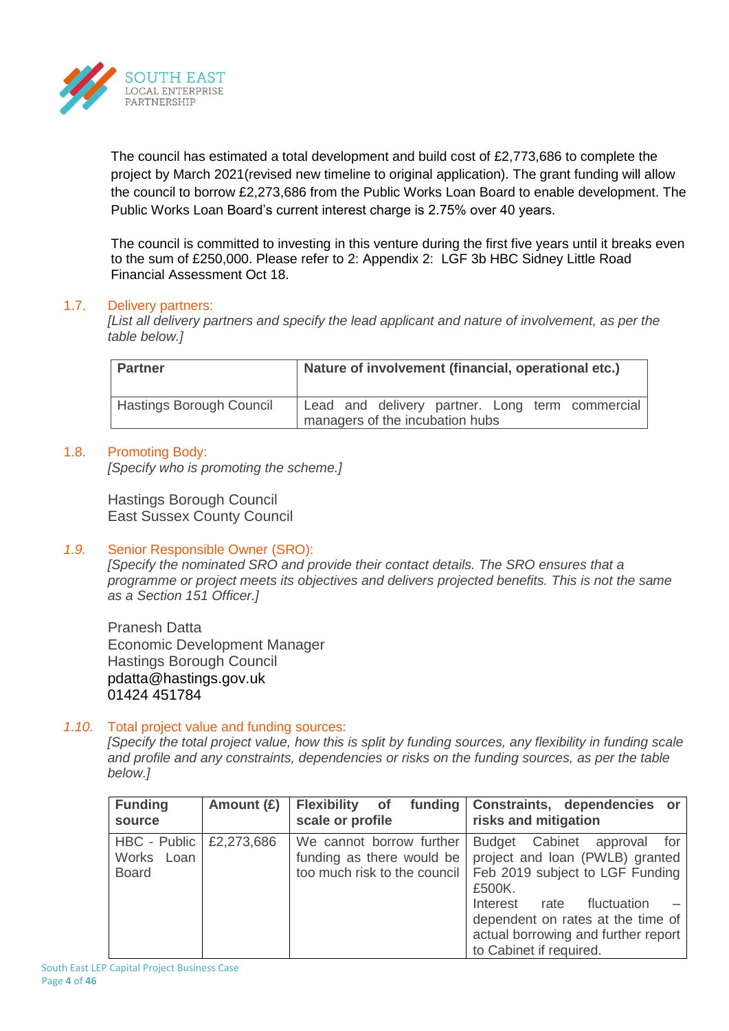The council has estimated a total development and build cost of £2,773,686 to complete the project by March 2021(revised new timeline to original application). The grant funding will allow the council to borrow £2,273,686 from the Public Works Loan Board to enable development. The Public Works Loan Board's current interest charge is 2.75% over 40 years.

The council is committed to investing in this venture during the first five years until it breaks even to the sum of £250,000. Please refer to 2: Appendix 2: LGF 3b HBC Sidney Little Road Financial Assessment Oct 18.

### 1.7. Delivery partners:

*[List all delivery partners and specify the lead applicant and nature of involvement, as per the table below.]*

| Partner | Nature of involvement (financial, operational etc.) |
|---|---|
| Hastings Borough Council | Lead and delivery partner. Long term commercial managers of the incubation hubs |

### 1.8. Promoting Body:

*[Specify who is promoting the scheme.]*

Hastings Borough Council
East Sussex County Council

### *1.9.* Senior Responsible Owner (SRO):

*[Specify the nominated SRO and provide their contact details. The SRO ensures that a programme or project meets its objectives and delivers projected benefits. This is not the same as a Section 151 Officer.]*

Pranesh Datta
Economic Development Manager
Hastings Borough Council
pdatta@hastings.gov.uk
01424 451784

### *1.10.* Total project value and funding sources:

*[Specify the total project value, how this is split by funding sources, any flexibility in funding scale and profile and any constraints, dependencies or risks on the funding sources, as per the table below.]*

| Funding source | Amount (£) | Flexibility of funding scale or profile | Constraints, dependencies or risks and mitigation |
|---|---|---|---|
| HBC - Public Works Loan Board | £2,273,686 | We cannot borrow further funding as there would be too much risk to the council | Budget Cabinet approval for project and loan (PWLB) granted Feb 2019 subject to LGF Funding £500K.<br>Interest rate fluctuation – dependent on rates at the time of actual borrowing and further report to Cabinet if required. |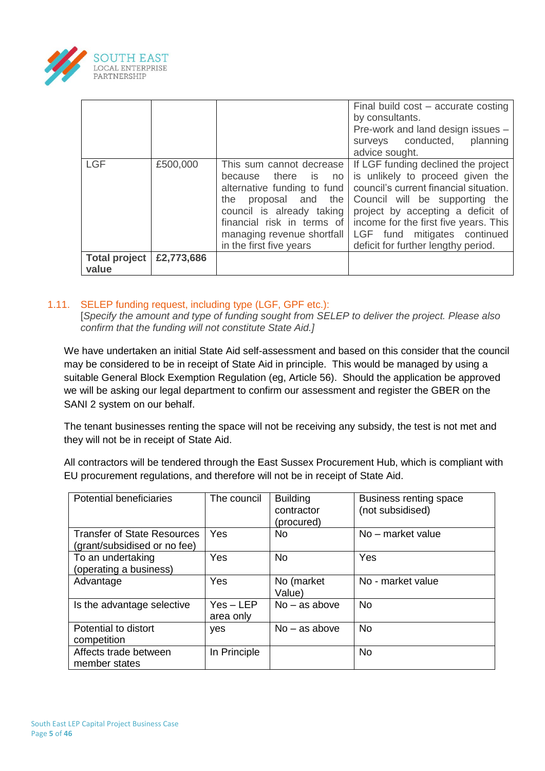| | | | |
|---|---|---|---|
| | | | Final build cost – accurate costing by consultants.<br>Pre-work and land design issues – surveys conducted, planning advice sought. |
| LGF | £500,000 | This sum cannot decrease because there is no alternative funding to fund the proposal and the council is already taking financial risk in terms of managing revenue shortfall in the first five years | If LGF funding declined the project is unlikely to proceed given the council's current financial situation. Council will be supporting the project by accepting a deficit of income for the first five years. This LGF fund mitigates continued deficit for further lengthy period. |
| **Total project value** | **£2,773,686** | | |

## 1.11. SELEP funding request, including type (LGF, GPF etc.):

[*Specify the amount and type of funding sought from SELEP to deliver the project. Please also confirm that the funding will not constitute State Aid.]*

We have undertaken an initial State Aid self-assessment and based on this consider that the council may be considered to be in receipt of State Aid in principle. This would be managed by using a suitable General Block Exemption Regulation (eg, Article 56). Should the application be approved we will be asking our legal department to confirm our assessment and register the GBER on the SANI 2 system on our behalf.

The tenant businesses renting the space will not be receiving any subsidy, the test is not met and they will not be in receipt of State Aid.

All contractors will be tendered through the East Sussex Procurement Hub, which is compliant with EU procurement regulations, and therefore will not be in receipt of State Aid.

| Potential beneficiaries | The council | Building contractor (procured) | Business renting space (not subsidised) |
|---|---|---|---|
| Transfer of State Resources (grant/subsidised or no fee) | Yes | No | No – market value |
| To an undertaking (operating a business) | Yes | No | Yes |
| Advantage | Yes | No (market Value) | No - market value |
| Is the advantage selective | Yes – LEP area only | No – as above | No |
| Potential to distort competition | yes | No – as above | No |
| Affects trade between member states | In Principle | | No |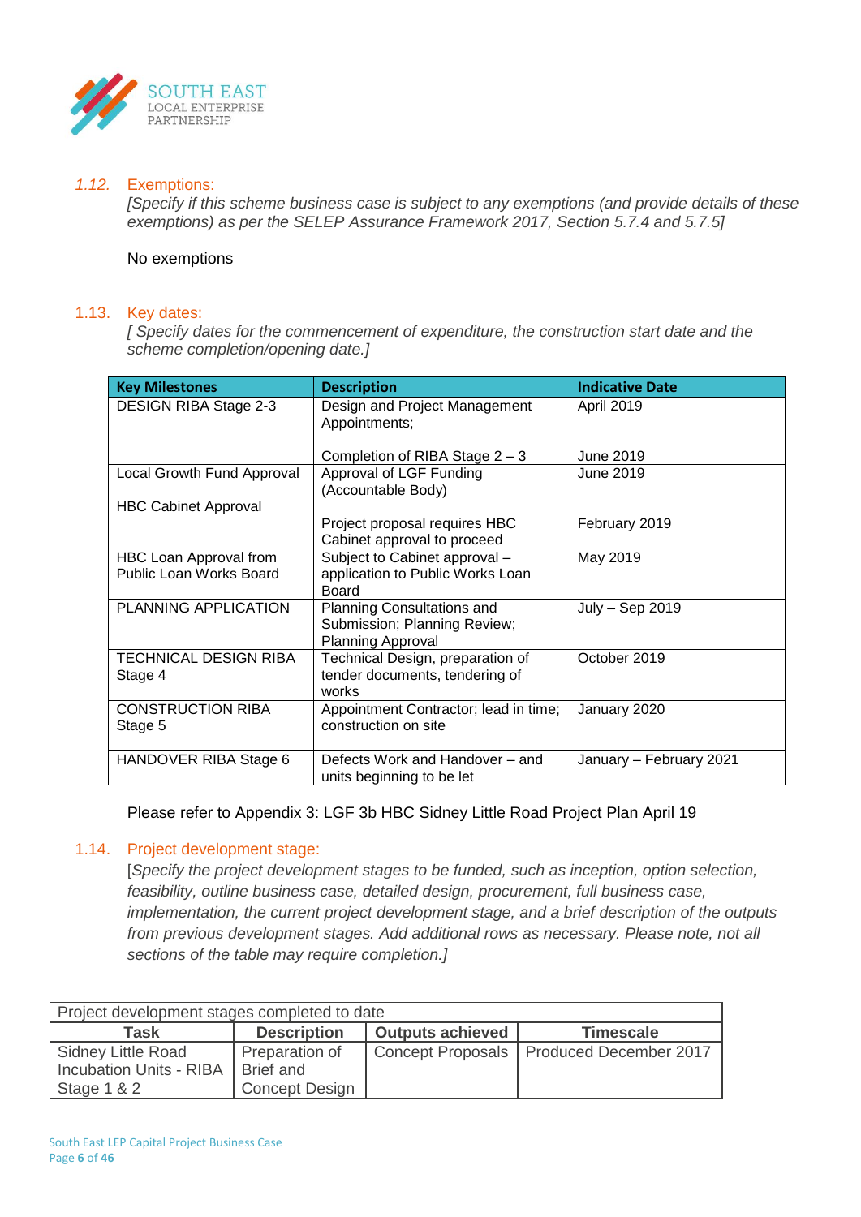### 1.12. Exemptions:

*[Specify if this scheme business case is subject to any exemptions (and provide details of these exemptions) as per the SELEP Assurance Framework 2017, Section 5.7.4 and 5.7.5]*

No exemptions

### 1.13. Key dates:

*[ Specify dates for the commencement of expenditure, the construction start date and the scheme completion/opening date.]*

| Key Milestones | Description | Indicative Date |
|---|---|---|
| DESIGN RIBA Stage 2-3 | Design and Project Management Appointments;<br><br>Completion of RIBA Stage 2 – 3 | April 2019<br><br>June 2019 |
| Local Growth Fund Approval<br><br>HBC Cabinet Approval | Approval of LGF Funding (Accountable Body)<br><br>Project proposal requires HBC Cabinet approval to proceed | June 2019<br><br>February 2019 |
| HBC Loan Approval from Public Loan Works Board | Subject to Cabinet approval – application to Public Works Loan Board | May 2019 |
| PLANNING APPLICATION | Planning Consultations and Submission; Planning Review; Planning Approval | July – Sep 2019 |
| TECHNICAL DESIGN RIBA Stage 4 | Technical Design, preparation of tender documents, tendering of works | October 2019 |
| CONSTRUCTION RIBA Stage 5 | Appointment Contractor; lead in time; construction on site | January 2020 |
| HANDOVER RIBA Stage 6 | Defects Work and Handover – and units beginning to be let | January – February 2021 |

Please refer to Appendix 3: LGF 3b HBC Sidney Little Road Project Plan April 19

### 1.14. Project development stage:

[*Specify the project development stages to be funded, such as inception, option selection, feasibility, outline business case, detailed design, procurement, full business case, implementation, the current project development stage, and a brief description of the outputs from previous development stages. Add additional rows as necessary. Please note, not all sections of the table may require completion.]*

| Project development stages completed to date | | | |
|---|---|---|---|
| **Task** | **Description** | **Outputs achieved** | **Timescale** |
| Sidney Little Road Incubation Units - RIBA Stage 1 & 2 | Preparation of Brief and Concept Design | Concept Proposals | Produced December 2017 |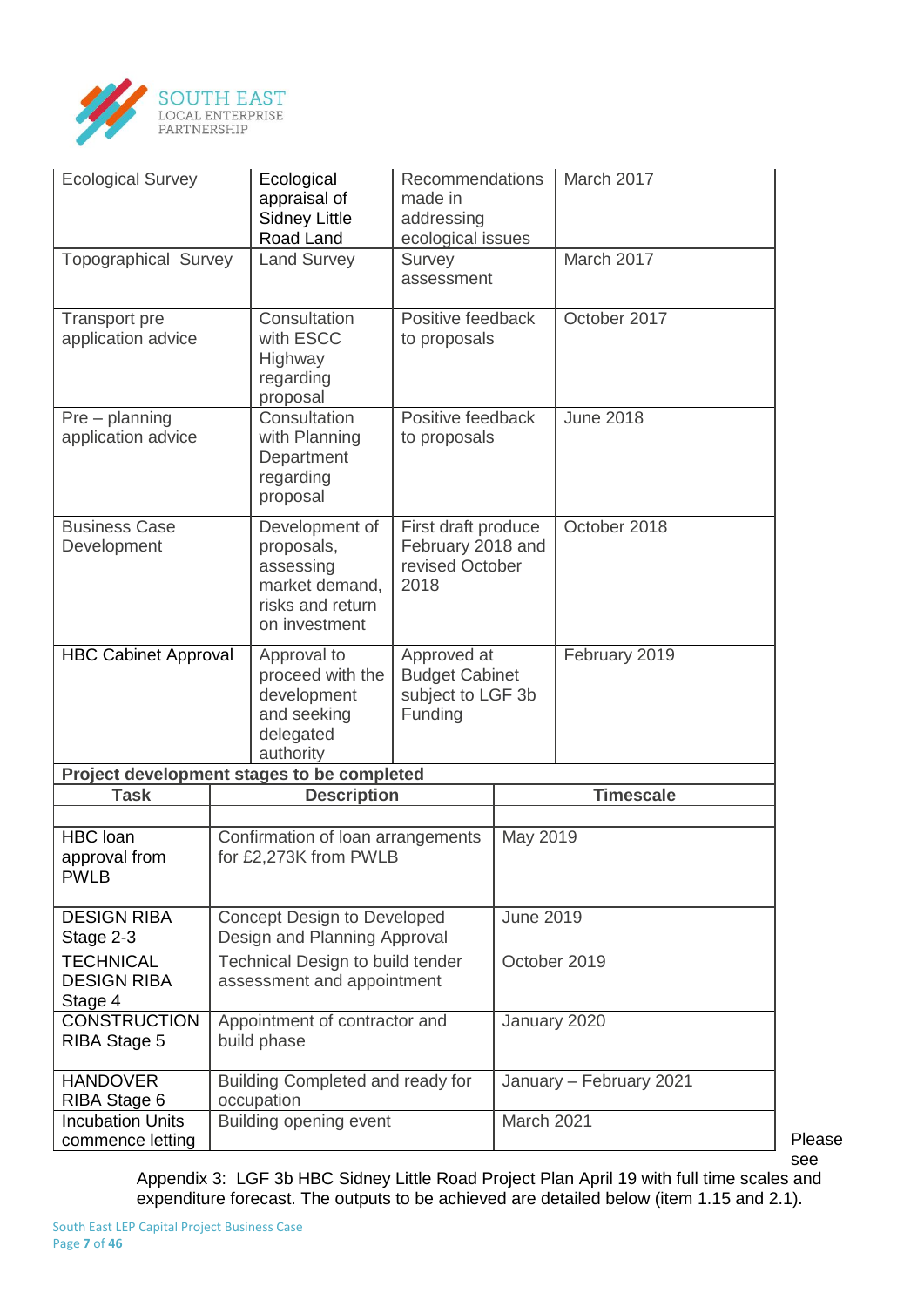| | | | |
|---|---|---|---|
| Ecological Survey | Ecological appraisal of Sidney Little Road Land | Recommendations made in addressing ecological issues | March 2017 |
| Topographical Survey | Land Survey | Survey assessment | March 2017 |
| Transport pre application advice | Consultation with ESCC Highway regarding proposal | Positive feedback to proposals | October 2017 |
| Pre – planning application advice | Consultation with Planning Department regarding proposal | Positive feedback to proposals | June 2018 |
| Business Case Development | Development of proposals, assessing market demand, risks and return on investment | First draft produce February 2018 and revised October 2018 | October 2018 |
| HBC Cabinet Approval | Approval to proceed with the development and seeking delegated authority | Approved at Budget Cabinet subject to LGF 3b Funding | February 2019 |

**Project development stages to be completed**

| Task | Description | Timescale |
|---|---|---|
| | | |
| HBC loan approval from PWLB | Confirmation of loan arrangements for £2,273K from PWLB | May 2019 |
| DESIGN RIBA Stage 2-3 | Concept Design to Developed Design and Planning Approval | June 2019 |
| TECHNICAL DESIGN RIBA Stage 4 | Technical Design to build tender assessment and appointment | October 2019 |
| CONSTRUCTION RIBA Stage 5 | Appointment of contractor and build phase | January 2020 |
| HANDOVER RIBA Stage 6 | Building Completed and ready for occupation | January – February 2021 |
| Incubation Units commence letting | Building opening event | March 2021 |

Please see Appendix 3: LGF 3b HBC Sidney Little Road Project Plan April 19 with full time scales and expenditure forecast. The outputs to be achieved are detailed below (item 1.15 and 2.1).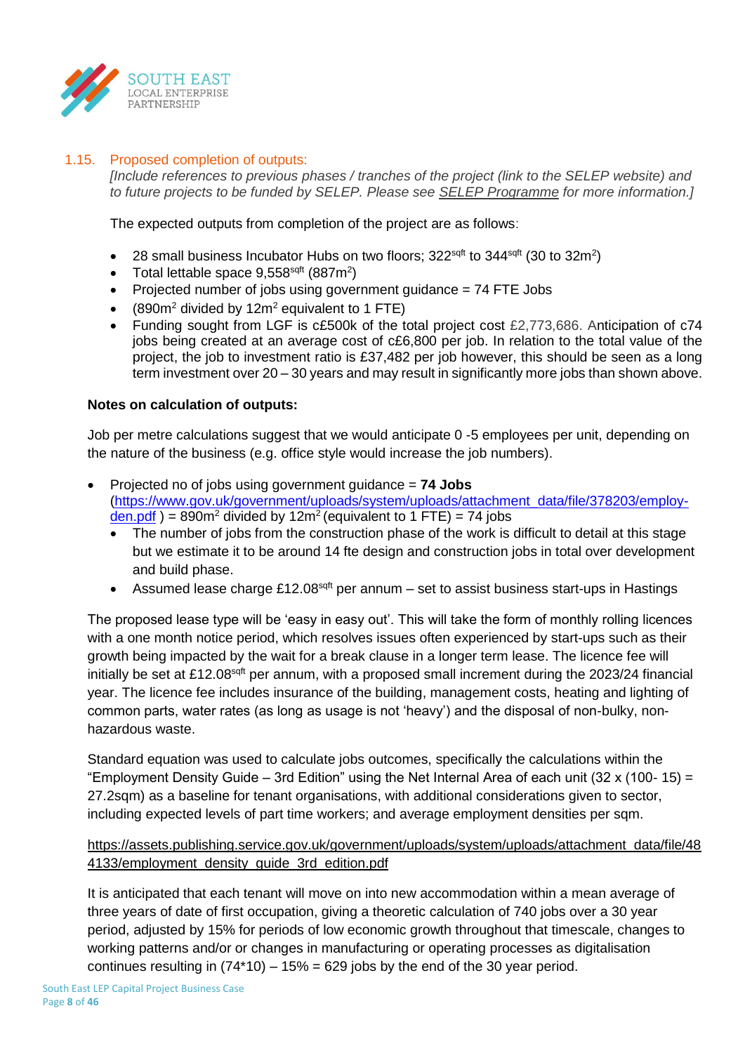### 1.15. Proposed completion of outputs:

*[Include references to previous phases / tranches of the project (link to the SELEP website) and to future projects to be funded by SELEP. Please see SELEP Programme for more information.]*

The expected outputs from completion of the project are as follows:

- 28 small business Incubator Hubs on two floors; 322$^{sqft}$ to 344$^{sqft}$ (30 to 32m$^2$)
- Total lettable space 9,558$^{sqft}$ (887m$^2$)
- Projected number of jobs using government guidance = 74 FTE Jobs
- (890m$^2$ divided by 12m$^2$ equivalent to 1 FTE)
- Funding sought from LGF is c£500k of the total project cost £2,773,686. Anticipation of c74 jobs being created at an average cost of c£6,800 per job. In relation to the total value of the project, the job to investment ratio is £37,482 per job however, this should be seen as a long term investment over 20 – 30 years and may result in significantly more jobs than shown above.

**Notes on calculation of outputs:**

Job per metre calculations suggest that we would anticipate 0 -5 employees per unit, depending on the nature of the business (e.g. office style would increase the job numbers).

- Projected no of jobs using government guidance = **74 Jobs** (https://www.gov.uk/government/uploads/system/uploads/attachment_data/file/378203/employ-den.pdf ) = 890m$^2$ divided by 12m$^2$ (equivalent to 1 FTE) = 74 jobs
  - The number of jobs from the construction phase of the work is difficult to detail at this stage but we estimate it to be around 14 fte design and construction jobs in total over development and build phase.
  - Assumed lease charge £12.08$^{sqft}$ per annum – set to assist business start-ups in Hastings

The proposed lease type will be 'easy in easy out'. This will take the form of monthly rolling licences with a one month notice period, which resolves issues often experienced by start-ups such as their growth being impacted by the wait for a break clause in a longer term lease. The licence fee will initially be set at £12.08$^{sqft}$ per annum, with a proposed small increment during the 2023/24 financial year. The licence fee includes insurance of the building, management costs, heating and lighting of common parts, water rates (as long as usage is not 'heavy') and the disposal of non-bulky, non-hazardous waste.

Standard equation was used to calculate jobs outcomes, specifically the calculations within the "Employment Density Guide – 3rd Edition" using the Net Internal Area of each unit (32 x (100- 15) = 27.2sqm) as a baseline for tenant organisations, with additional considerations given to sector, including expected levels of part time workers; and average employment densities per sqm.

https://assets.publishing.service.gov.uk/government/uploads/system/uploads/attachment_data/file/484133/employment_density_guide_3rd_edition.pdf

It is anticipated that each tenant will move on into new accommodation within a mean average of three years of date of first occupation, giving a theoretic calculation of 740 jobs over a 30 year period, adjusted by 15% for periods of low economic growth throughout that timescale, changes to working patterns and/or or changes in manufacturing or operating processes as digitalisation continues resulting in (74*10) – 15% = 629 jobs by the end of the 30 year period.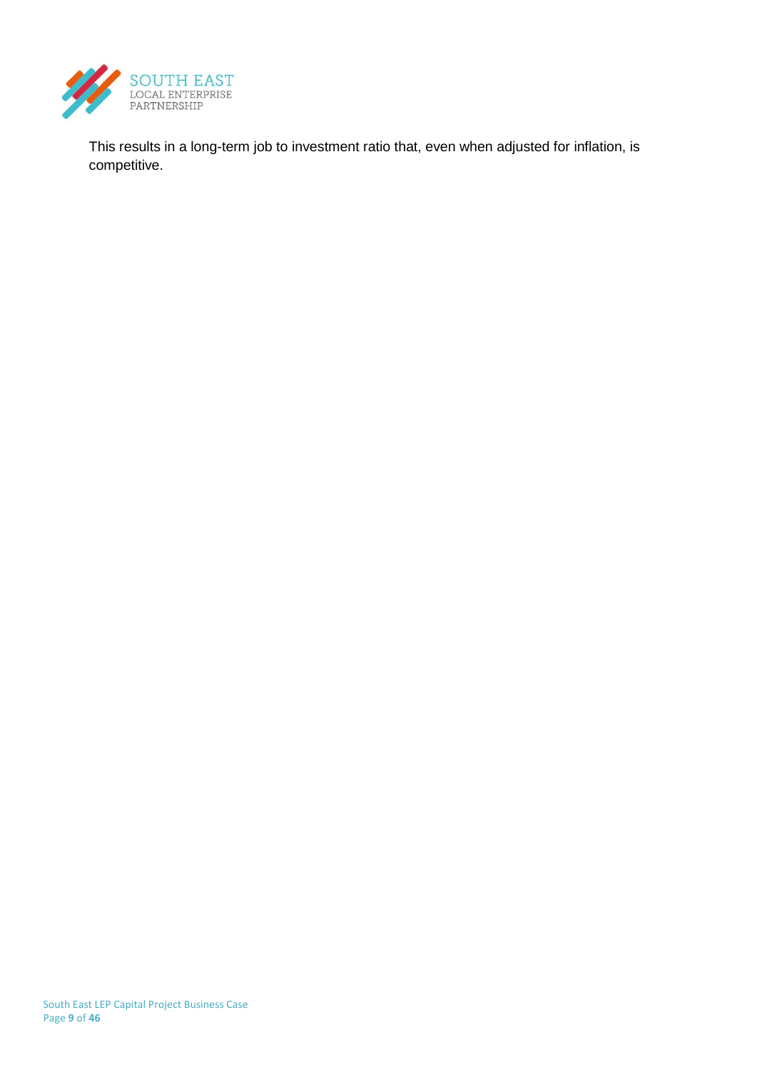This results in a long-term job to investment ratio that, even when adjusted for inflation, is competitive.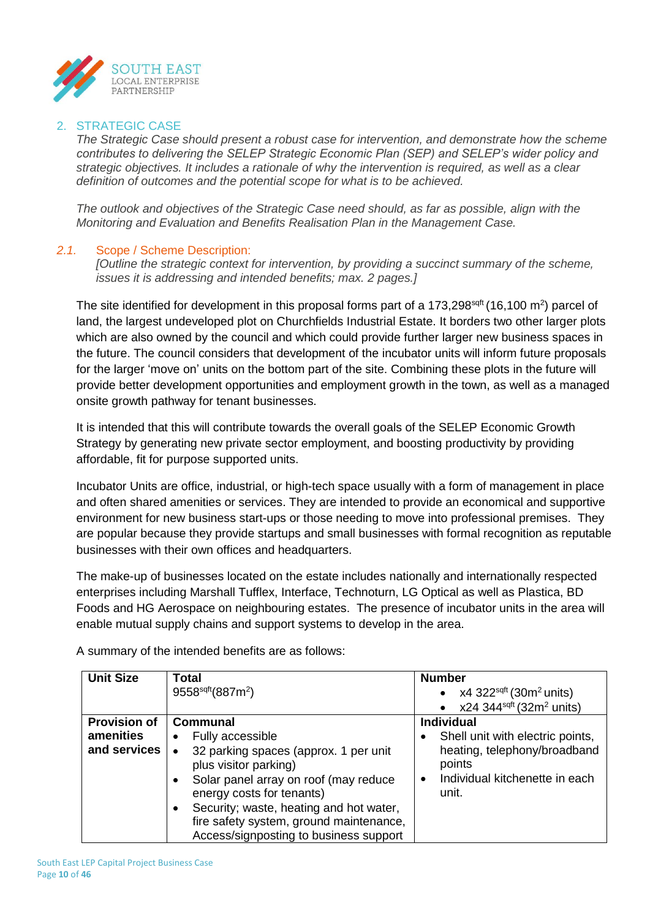## 2. STRATEGIC CASE

*The Strategic Case should present a robust case for intervention, and demonstrate how the scheme contributes to delivering the SELEP Strategic Economic Plan (SEP) and SELEP's wider policy and strategic objectives. It includes a rationale of why the intervention is required, as well as a clear definition of outcomes and the potential scope for what is to be achieved.*

*The outlook and objectives of the Strategic Case need should, as far as possible, align with the Monitoring and Evaluation and Benefits Realisation Plan in the Management Case.*

### *2.1.* Scope / Scheme Description:

*[Outline the strategic context for intervention, by providing a succinct summary of the scheme, issues it is addressing and intended benefits; max. 2 pages.]*

The site identified for development in this proposal forms part of a 173,298$^{sqft}$ (16,100 m$^2$) parcel of land, the largest undeveloped plot on Churchfields Industrial Estate. It borders two other larger plots which are also owned by the council and which could provide further larger new business spaces in the future. The council considers that development of the incubator units will inform future proposals for the larger 'move on' units on the bottom part of the site. Combining these plots in the future will provide better development opportunities and employment growth in the town, as well as a managed onsite growth pathway for tenant businesses.

It is intended that this will contribute towards the overall goals of the SELEP Economic Growth Strategy by generating new private sector employment, and boosting productivity by providing affordable, fit for purpose supported units.

Incubator Units are office, industrial, or high-tech space usually with a form of management in place and often shared amenities or services. They are intended to provide an economical and supportive environment for new business start-ups or those needing to move into professional premises. They are popular because they provide startups and small businesses with formal recognition as reputable businesses with their own offices and headquarters.

The make-up of businesses located on the estate includes nationally and internationally respected enterprises including Marshall Tufflex, Interface, Technoturn, LG Optical as well as Plastica, BD Foods and HG Aerospace on neighbouring estates. The presence of incubator units in the area will enable mutual supply chains and support systems to develop in the area.

A summary of the intended benefits are as follows:

| **Unit Size** | **Total**<br>9558$^{sqft}$(887m$^2$) | **Number**<br>• x4 322$^{sqft}$ (30m$^2$ units)<br>• x24 344$^{sqft}$ (32m$^2$ units) |
|---|---|---|
| **Provision of amenities and services** | **Communal**<br>• Fully accessible<br>• 32 parking spaces (approx. 1 per unit plus visitor parking)<br>• Solar panel array on roof (may reduce energy costs for tenants)<br>• Security; waste, heating and hot water, fire safety system, ground maintenance, Access/signposting to business support | **Individual**<br>• Shell unit with electric points, heating, telephony/broadband points<br>• Individual kitchenette in each unit. |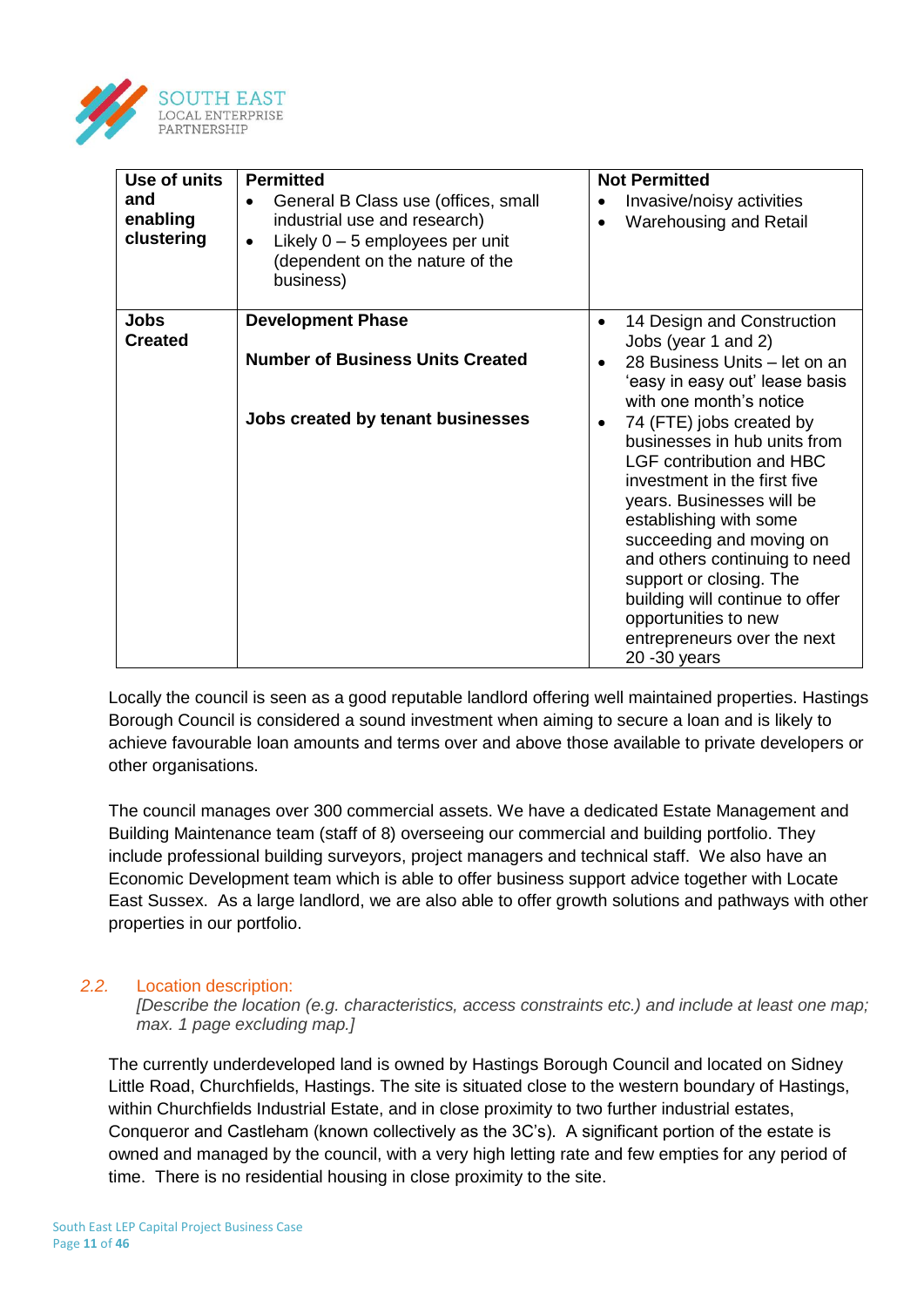| Use of units and enabling clustering | **Permitted**<br>• General B Class use (offices, small industrial use and research)<br>• Likely 0 – 5 employees per unit (dependent on the nature of the business) | **Not Permitted**<br>• Invasive/noisy activities<br>• Warehousing and Retail |
|---|---|---|
| **Jobs Created** | **Development Phase**<br><br>**Number of Business Units Created**<br><br>**Jobs created by tenant businesses** | • 14 Design and Construction Jobs (year 1 and 2)<br>• 28 Business Units – let on an 'easy in easy out' lease basis with one month's notice<br>• 74 (FTE) jobs created by businesses in hub units from LGF contribution and HBC investment in the first five years. Businesses will be establishing with some succeeding and moving on and others continuing to need support or closing. The building will continue to offer opportunities to new entrepreneurs over the next 20 -30 years |

Locally the council is seen as a good reputable landlord offering well maintained properties. Hastings Borough Council is considered a sound investment when aiming to secure a loan and is likely to achieve favourable loan amounts and terms over and above those available to private developers or other organisations.

The council manages over 300 commercial assets. We have a dedicated Estate Management and Building Maintenance team (staff of 8) overseeing our commercial and building portfolio. They include professional building surveyors, project managers and technical staff. We also have an Economic Development team which is able to offer business support advice together with Locate East Sussex. As a large landlord, we are also able to offer growth solutions and pathways with other properties in our portfolio.

### *2.2.* Location description:

*[Describe the location (e.g. characteristics, access constraints etc.) and include at least one map; max. 1 page excluding map.]*

The currently underdeveloped land is owned by Hastings Borough Council and located on Sidney Little Road, Churchfields, Hastings. The site is situated close to the western boundary of Hastings, within Churchfields Industrial Estate, and in close proximity to two further industrial estates, Conqueror and Castleham (known collectively as the 3C's). A significant portion of the estate is owned and managed by the council, with a very high letting rate and few empties for any period of time. There is no residential housing in close proximity to the site.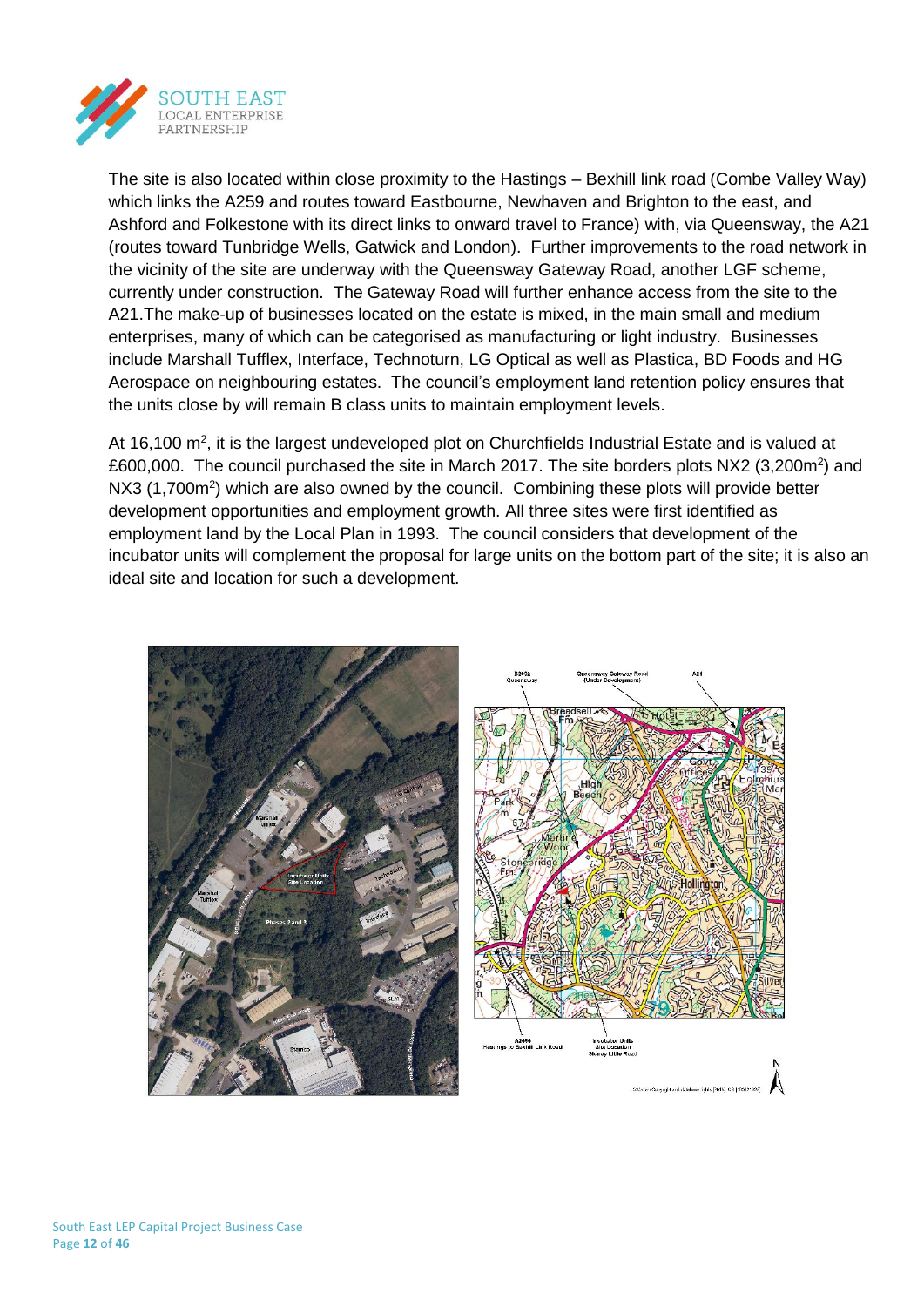The site is also located within close proximity to the Hastings – Bexhill link road (Combe Valley Way) which links the A259 and routes toward Eastbourne, Newhaven and Brighton to the east, and Ashford and Folkestone with its direct links to onward travel to France) with, via Queensway, the A21 (routes toward Tunbridge Wells, Gatwick and London). Further improvements to the road network in the vicinity of the site are underway with the Queensway Gateway Road, another LGF scheme, currently under construction. The Gateway Road will further enhance access from the site to the A21.The make-up of businesses located on the estate is mixed, in the main small and medium enterprises, many of which can be categorised as manufacturing or light industry. Businesses include Marshall Tufflex, Interface, Technoturn, LG Optical as well as Plastica, BD Foods and HG Aerospace on neighbouring estates. The council's employment land retention policy ensures that the units close by will remain B class units to maintain employment levels.

At 16,100 m$^2$, it is the largest undeveloped plot on Churchfields Industrial Estate and is valued at £600,000. The council purchased the site in March 2017. The site borders plots NX2 (3,200m$^2$) and NX3 (1,700m$^2$) which are also owned by the council. Combining these plots will provide better development opportunities and employment growth. All three sites were first identified as employment land by the Local Plan in 1993. The council considers that development of the incubator units will complement the proposal for large units on the bottom part of the site; it is also an ideal site and location for such a development.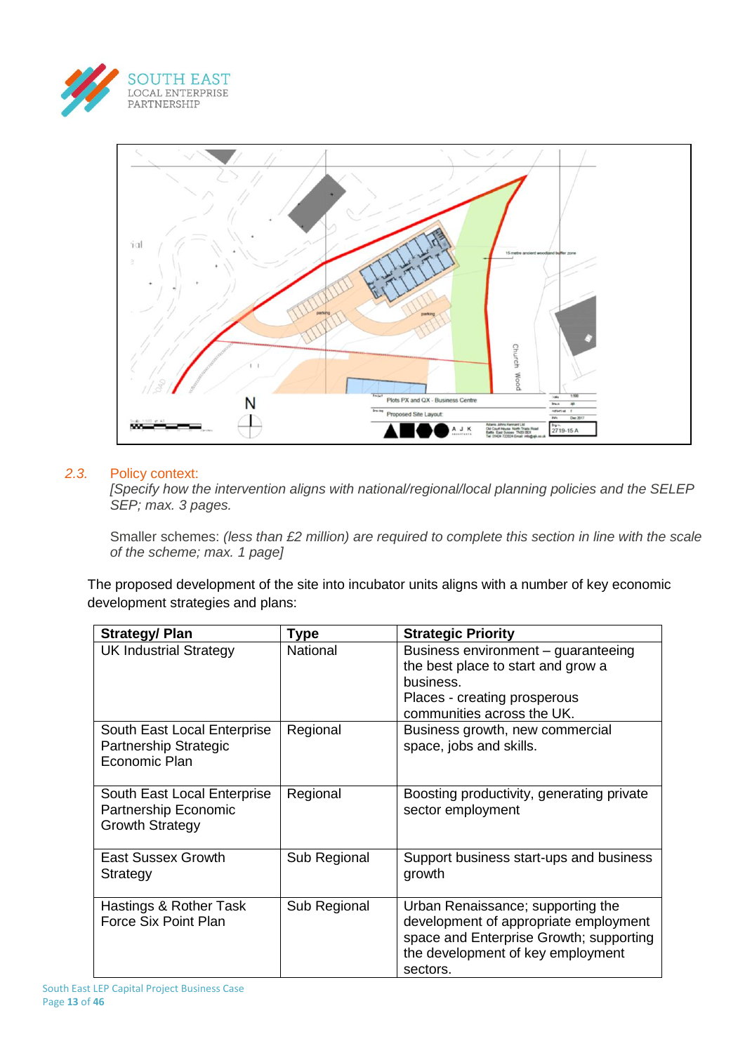## 2.3. Policy context:

*[Specify how the intervention aligns with national/regional/local planning policies and the SELEP SEP; max. 3 pages.*

Smaller schemes: *(less than £2 million) are required to complete this section in line with the scale of the scheme; max. 1 page]*

The proposed development of the site into incubator units aligns with a number of key economic development strategies and plans:

| Strategy/ Plan | Type | Strategic Priority |
|---|---|---|
| UK Industrial Strategy | National | Business environment – guaranteeing the best place to start and grow a business.<br>Places - creating prosperous communities across the UK. |
| South East Local Enterprise Partnership Strategic Economic Plan | Regional | Business growth, new commercial space, jobs and skills. |
| South East Local Enterprise Partnership Economic Growth Strategy | Regional | Boosting productivity, generating private sector employment |
| East Sussex Growth Strategy | Sub Regional | Support business start-ups and business growth |
| Hastings & Rother Task Force Six Point Plan | Sub Regional | Urban Renaissance; supporting the development of appropriate employment space and Enterprise Growth; supporting the development of key employment sectors. |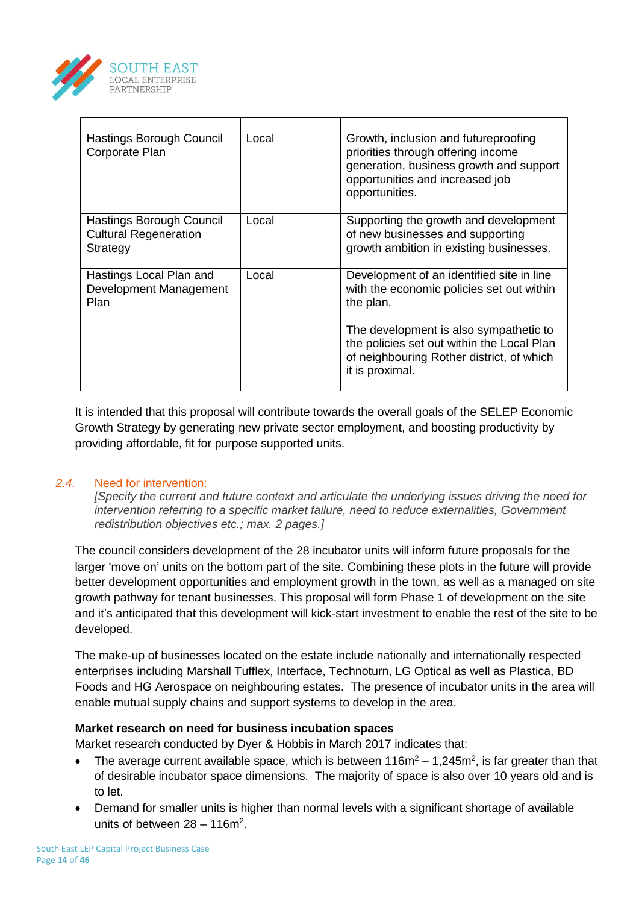| | | |
|---|---|---|
| Hastings Borough Council Corporate Plan | Local | Growth, inclusion and futureproofing priorities through offering income generation, business growth and support opportunities and increased job opportunities. |
| Hastings Borough Council Cultural Regeneration Strategy | Local | Supporting the growth and development of new businesses and supporting growth ambition in existing businesses. |
| Hastings Local Plan and Development Management Plan | Local | Development of an identified site in line with the economic policies set out within the plan.<br><br>The development is also sympathetic to the policies set out within the Local Plan of neighbouring Rother district, of which it is proximal. |

It is intended that this proposal will contribute towards the overall goals of the SELEP Economic Growth Strategy by generating new private sector employment, and boosting productivity by providing affordable, fit for purpose supported units.

### *2.4.* Need for intervention:

*[Specify the current and future context and articulate the underlying issues driving the need for intervention referring to a specific market failure, need to reduce externalities, Government redistribution objectives etc.; max. 2 pages.]*

The council considers development of the 28 incubator units will inform future proposals for the larger 'move on' units on the bottom part of the site. Combining these plots in the future will provide better development opportunities and employment growth in the town, as well as a managed on site growth pathway for tenant businesses. This proposal will form Phase 1 of development on the site and it's anticipated that this development will kick-start investment to enable the rest of the site to be developed.

The make-up of businesses located on the estate include nationally and internationally respected enterprises including Marshall Tufflex, Interface, Technoturn, LG Optical as well as Plastica, BD Foods and HG Aerospace on neighbouring estates. The presence of incubator units in the area will enable mutual supply chains and support systems to develop in the area.

**Market research on need for business incubation spaces**

Market research conducted by Dyer & Hobbis in March 2017 indicates that:

- The average current available space, which is between 116m$^2$ – 1,245m$^2$, is far greater than that of desirable incubator space dimensions. The majority of space is also over 10 years old and is to let.
- Demand for smaller units is higher than normal levels with a significant shortage of available units of between 28 – 116m$^2$.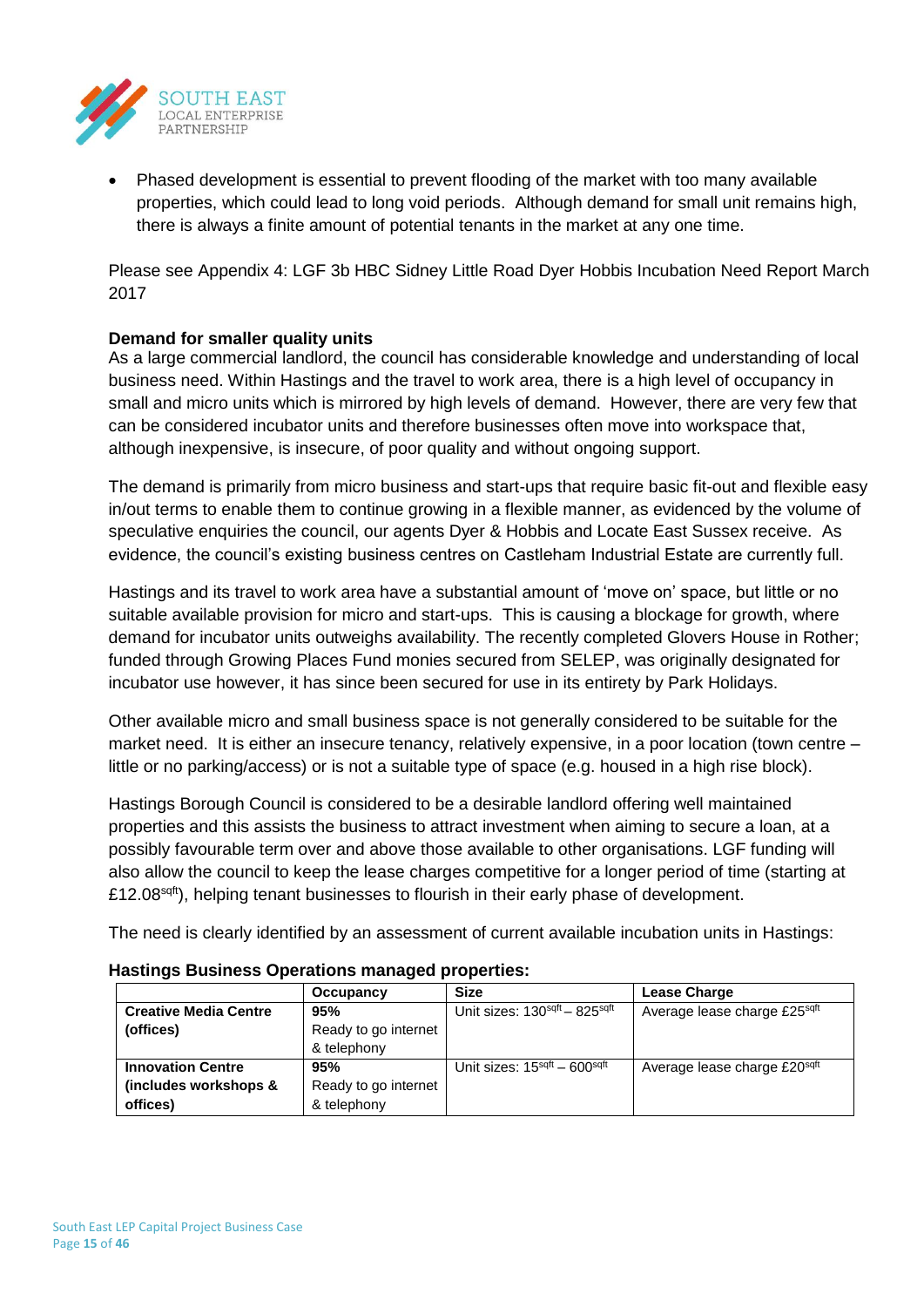- Phased development is essential to prevent flooding of the market with too many available properties, which could lead to long void periods. Although demand for small unit remains high, there is always a finite amount of potential tenants in the market at any one time.

Please see Appendix 4: LGF 3b HBC Sidney Little Road Dyer Hobbis Incubation Need Report March 2017

**Demand for smaller quality units**

As a large commercial landlord, the council has considerable knowledge and understanding of local business need. Within Hastings and the travel to work area, there is a high level of occupancy in small and micro units which is mirrored by high levels of demand. However, there are very few that can be considered incubator units and therefore businesses often move into workspace that, although inexpensive, is insecure, of poor quality and without ongoing support.

The demand is primarily from micro business and start-ups that require basic fit-out and flexible easy in/out terms to enable them to continue growing in a flexible manner, as evidenced by the volume of speculative enquiries the council, our agents Dyer & Hobbis and Locate East Sussex receive. As evidence, the council's existing business centres on Castleham Industrial Estate are currently full.

Hastings and its travel to work area have a substantial amount of 'move on' space, but little or no suitable available provision for micro and start-ups. This is causing a blockage for growth, where demand for incubator units outweighs availability. The recently completed Glovers House in Rother; funded through Growing Places Fund monies secured from SELEP, was originally designated for incubator use however, it has since been secured for use in its entirety by Park Holidays.

Other available micro and small business space is not generally considered to be suitable for the market need. It is either an insecure tenancy, relatively expensive, in a poor location (town centre – little or no parking/access) or is not a suitable type of space (e.g. housed in a high rise block).

Hastings Borough Council is considered to be a desirable landlord offering well maintained properties and this assists the business to attract investment when aiming to secure a loan, at a possibly favourable term over and above those available to other organisations. LGF funding will also allow the council to keep the lease charges competitive for a longer period of time (starting at £12.08$^{sqft}$), helping tenant businesses to flourish in their early phase of development.

The need is clearly identified by an assessment of current available incubation units in Hastings:

**Hastings Business Operations managed properties:**

| | Occupancy | Size | Lease Charge |
|---|---|---|---|
| **Creative Media Centre (offices)** | **95%** Ready to go internet & telephony | Unit sizes: 130$^{sqft}$ – 825$^{sqft}$ | Average lease charge £25$^{sqft}$ |
| **Innovation Centre (includes workshops & offices)** | **95%** Ready to go internet & telephony | Unit sizes: 15$^{sqft}$ – 600$^{sqft}$ | Average lease charge £20$^{sqft}$ |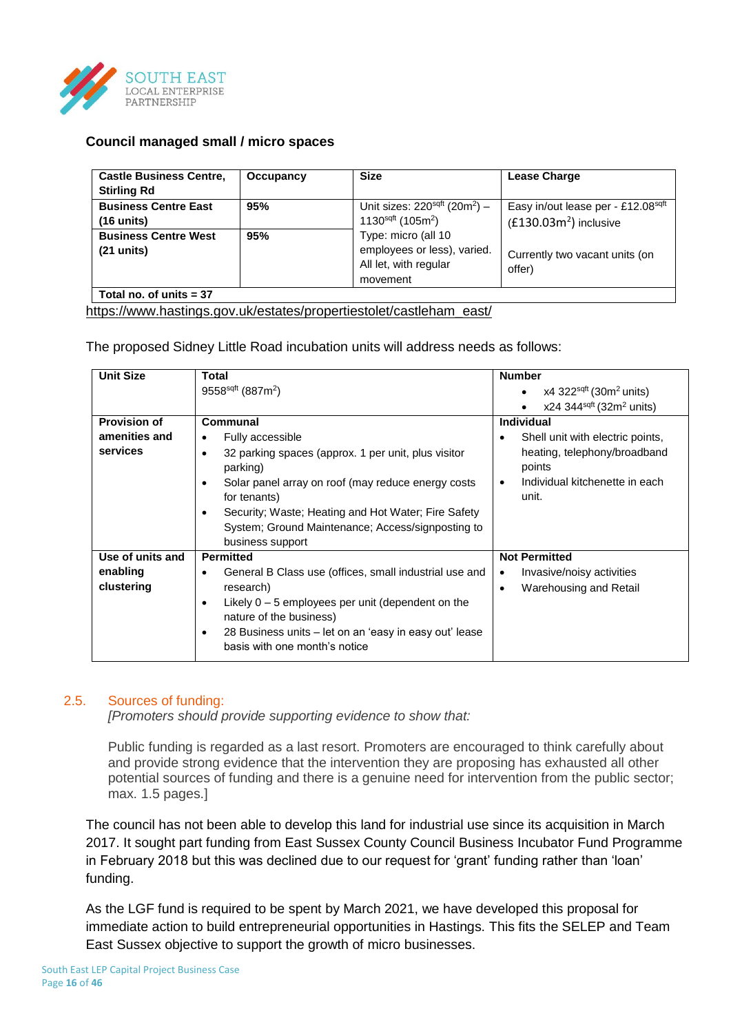### Council managed small / micro spaces

| Castle Business Centre, Stirling Rd | Occupancy | Size | Lease Charge |
|---|---|---|---|
| **Business Centre East (16 units)** | **95%** | Unit sizes: 220$^{sqft}$ (20m$^2$) – 1130$^{sqft}$ (105m$^2$) Type: micro (all 10 employees or less), varied. All let, with regular movement | Easy in/out lease per - £12.08$^{sqft}$ (£130.03m$^2$) inclusive<br><br>Currently two vacant units (on offer) |
| **Business Centre West (21 units)** | **95%** | | |
| **Total no. of units = 37** | | | |

https://www.hastings.gov.uk/estates/propertiestolet/castleham_east/

The proposed Sidney Little Road incubation units will address needs as follows:

| Unit Size | Total<br>9558$^{sqft}$ (887m$^2$) | Number<br>• x4 322$^{sqft}$ (30m$^2$ units)<br>• x24 344$^{sqft}$ (32m$^2$ units) |
|---|---|---|
| **Provision of amenities and services** | **Communal**<br>• Fully accessible<br>• 32 parking spaces (approx. 1 per unit, plus visitor parking)<br>• Solar panel array on roof (may reduce energy costs for tenants)<br>• Security; Waste; Heating and Hot Water; Fire Safety System; Ground Maintenance; Access/signposting to business support | **Individual**<br>• Shell unit with electric points, heating, telephony/broadband points<br>• Individual kitchenette in each unit. |
| **Use of units and enabling clustering** | **Permitted**<br>• General B Class use (offices, small industrial use and research)<br>• Likely 0 – 5 employees per unit (dependent on the nature of the business)<br>• 28 Business units – let on an 'easy in easy out' lease basis with one month's notice | **Not Permitted**<br>• Invasive/noisy activities<br>• Warehousing and Retail |

## 2.5. Sources of funding:

*[Promoters should provide supporting evidence to show that:*

Public funding is regarded as a last resort. Promoters are encouraged to think carefully about and provide strong evidence that the intervention they are proposing has exhausted all other potential sources of funding and there is a genuine need for intervention from the public sector; max. 1.5 pages.]

The council has not been able to develop this land for industrial use since its acquisition in March 2017. It sought part funding from East Sussex County Council Business Incubator Fund Programme in February 2018 but this was declined due to our request for 'grant' funding rather than 'loan' funding.

As the LGF fund is required to be spent by March 2021, we have developed this proposal for immediate action to build entrepreneurial opportunities in Hastings. This fits the SELEP and Team East Sussex objective to support the growth of micro businesses.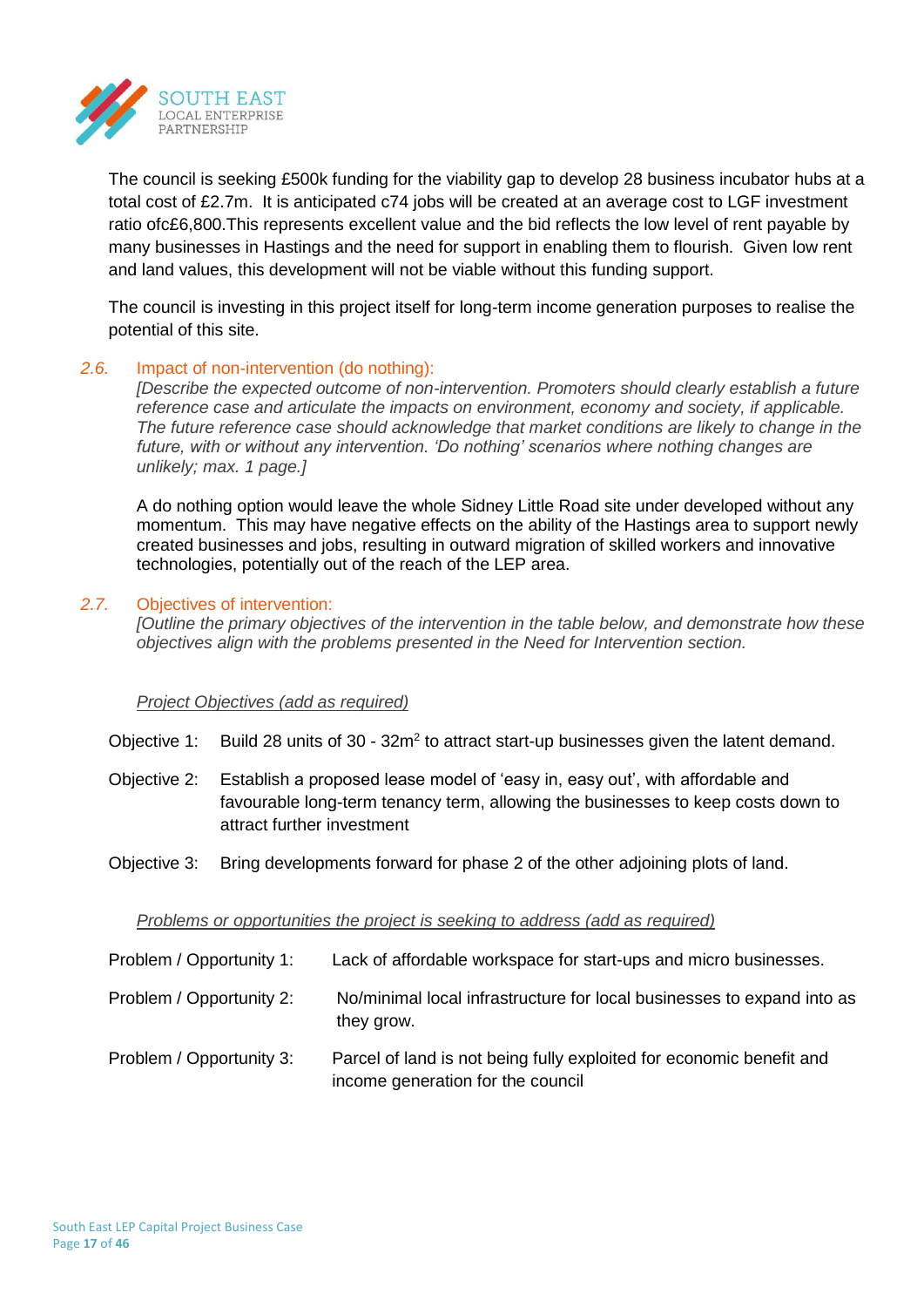The council is seeking £500k funding for the viability gap to develop 28 business incubator hubs at a total cost of £2.7m. It is anticipated c74 jobs will be created at an average cost to LGF investment ratio ofc£6,800.This represents excellent value and the bid reflects the low level of rent payable by many businesses in Hastings and the need for support in enabling them to flourish. Given low rent and land values, this development will not be viable without this funding support.

The council is investing in this project itself for long-term income generation purposes to realise the potential of this site.

### 2.6. Impact of non-intervention (do nothing):

*[Describe the expected outcome of non-intervention. Promoters should clearly establish a future reference case and articulate the impacts on environment, economy and society, if applicable. The future reference case should acknowledge that market conditions are likely to change in the future, with or without any intervention. 'Do nothing' scenarios where nothing changes are unlikely; max. 1 page.]*

A do nothing option would leave the whole Sidney Little Road site under developed without any momentum. This may have negative effects on the ability of the Hastings area to support newly created businesses and jobs, resulting in outward migration of skilled workers and innovative technologies, potentially out of the reach of the LEP area.

### 2.7. Objectives of intervention:

*[Outline the primary objectives of the intervention in the table below, and demonstrate how these objectives align with the problems presented in the Need for Intervention section.*

*Project Objectives (add as required)*

| | |
|---|---|
| Objective 1: | Build 28 units of 30 - 32m$^2$ to attract start-up businesses given the latent demand. |
| Objective 2: | Establish a proposed lease model of 'easy in, easy out', with affordable and favourable long-term tenancy term, allowing the businesses to keep costs down to attract further investment |
| Objective 3: | Bring developments forward for phase 2 of the other adjoining plots of land. |

*Problems or opportunities the project is seeking to address (add as required)*

| | |
|---|---|
| Problem / Opportunity 1: | Lack of affordable workspace for start-ups and micro businesses. |
| Problem / Opportunity 2: | No/minimal local infrastructure for local businesses to expand into as they grow. |
| Problem / Opportunity 3: | Parcel of land is not being fully exploited for economic benefit and income generation for the council |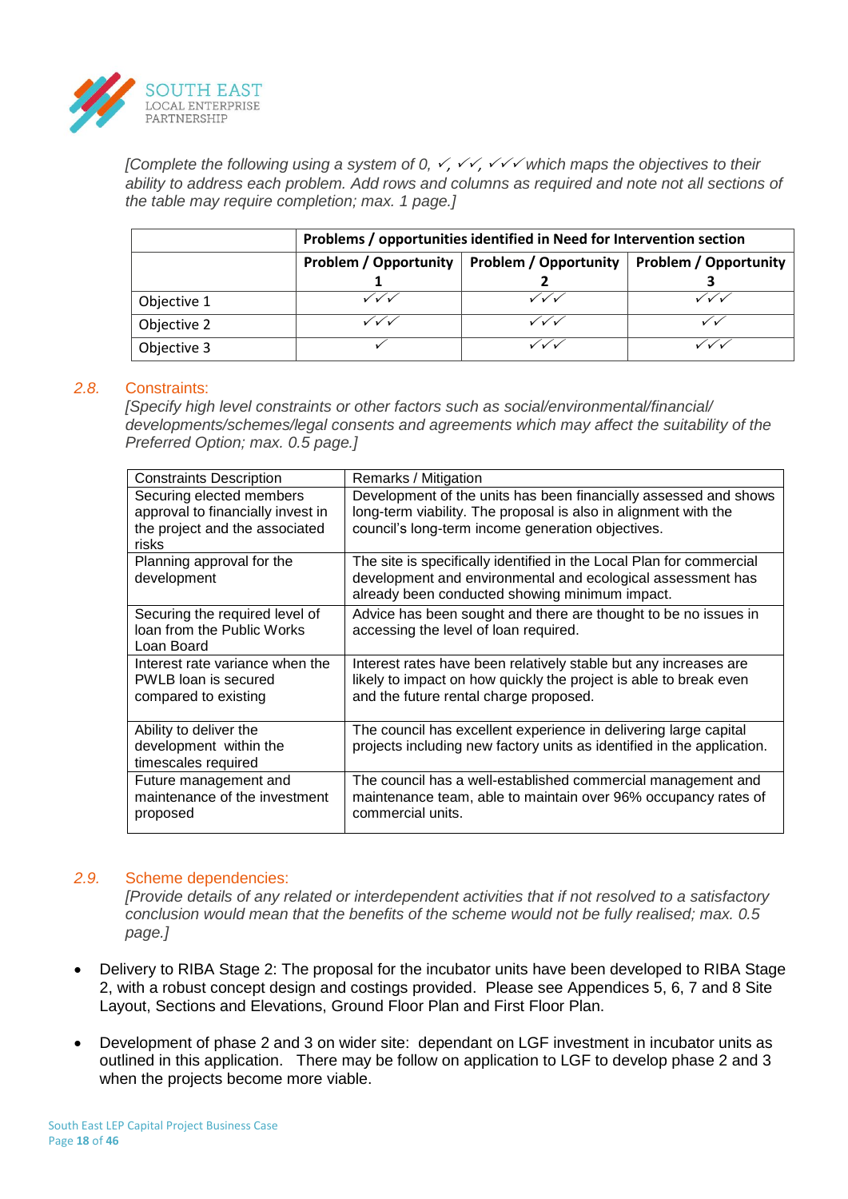*[Complete the following using a system of 0, ✓, ✓✓, ✓✓✓ which maps the objectives to their ability to address each problem. Add rows and columns as required and note not all sections of the table may require completion; max. 1 page.]*

| | **Problems / opportunities identified in Need for Intervention section** | | |
|---|---|---|---|
| | **Problem / Opportunity 1** | **Problem / Opportunity 2** | **Problem / Opportunity 3** |
| Objective 1 | ✓✓✓ | ✓✓✓ | ✓✓✓ |
| Objective 2 | ✓✓✓ | ✓✓✓ | ✓✓ |
| Objective 3 | ✓ | ✓✓✓ | ✓✓✓ |

## 2.8. Constraints:

*[Specify high level constraints or other factors such as social/environmental/financial/ developments/schemes/legal consents and agreements which may affect the suitability of the Preferred Option; max. 0.5 page.]*

| Constraints Description | Remarks / Mitigation |
|---|---|
| Securing elected members approval to financially invest in the project and the associated risks | Development of the units has been financially assessed and shows long-term viability. The proposal is also in alignment with the council's long-term income generation objectives. |
| Planning approval for the development | The site is specifically identified in the Local Plan for commercial development and environmental and ecological assessment has already been conducted showing minimum impact. |
| Securing the required level of loan from the Public Works Loan Board | Advice has been sought and there are thought to be no issues in accessing the level of loan required. |
| Interest rate variance when the PWLB loan is secured compared to existing | Interest rates have been relatively stable but any increases are likely to impact on how quickly the project is able to break even and the future rental charge proposed. |
| Ability to deliver the development within the timescales required | The council has excellent experience in delivering large capital projects including new factory units as identified in the application. |
| Future management and maintenance of the investment proposed | The council has a well-established commercial management and maintenance team, able to maintain over 96% occupancy rates of commercial units. |

## 2.9. Scheme dependencies:

*[Provide details of any related or interdependent activities that if not resolved to a satisfactory conclusion would mean that the benefits of the scheme would not be fully realised; max. 0.5 page.]*

- Delivery to RIBA Stage 2: The proposal for the incubator units have been developed to RIBA Stage 2, with a robust concept design and costings provided. Please see Appendices 5, 6, 7 and 8 Site Layout, Sections and Elevations, Ground Floor Plan and First Floor Plan.
- Development of phase 2 and 3 on wider site: dependant on LGF investment in incubator units as outlined in this application. There may be follow on application to LGF to develop phase 2 and 3 when the projects become more viable.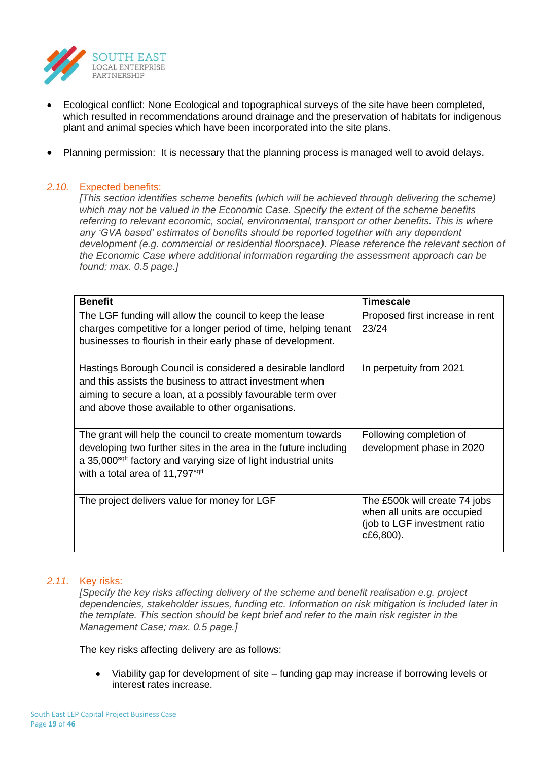- Ecological conflict: None Ecological and topographical surveys of the site have been completed, which resulted in recommendations around drainage and the preservation of habitats for indigenous plant and animal species which have been incorporated into the site plans.

- Planning permission: It is necessary that the planning process is managed well to avoid delays.

### 2.10. Expected benefits:

*[This section identifies scheme benefits (which will be achieved through delivering the scheme) which may not be valued in the Economic Case. Specify the extent of the scheme benefits referring to relevant economic, social, environmental, transport or other benefits. This is where any 'GVA based' estimates of benefits should be reported together with any dependent development (e.g. commercial or residential floorspace). Please reference the relevant section of the Economic Case where additional information regarding the assessment approach can be found; max. 0.5 page.]*

| **Benefit** | **Timescale** |
|---|---|
| The LGF funding will allow the council to keep the lease charges competitive for a longer period of time, helping tenant businesses to flourish in their early phase of development. | Proposed first increase in rent 23/24 |
| Hastings Borough Council is considered a desirable landlord and this assists the business to attract investment when aiming to secure a loan, at a possibly favourable term over and above those available to other organisations. | In perpetuity from 2021 |
| The grant will help the council to create momentum towards developing two further sites in the area in the future including a 35,000$^{sqft}$ factory and varying size of light industrial units with a total area of 11,797$^{sqft}$ | Following completion of development phase in 2020 |
| The project delivers value for money for LGF | The £500k will create 74 jobs when all units are occupied (job to LGF investment ratio c£6,800). |

### 2.11. Key risks:

*[Specify the key risks affecting delivery of the scheme and benefit realisation e.g. project dependencies, stakeholder issues, funding etc. Information on risk mitigation is included later in the template. This section should be kept brief and refer to the main risk register in the Management Case; max. 0.5 page.]*

The key risks affecting delivery are as follows:

- Viability gap for development of site – funding gap may increase if borrowing levels or interest rates increase.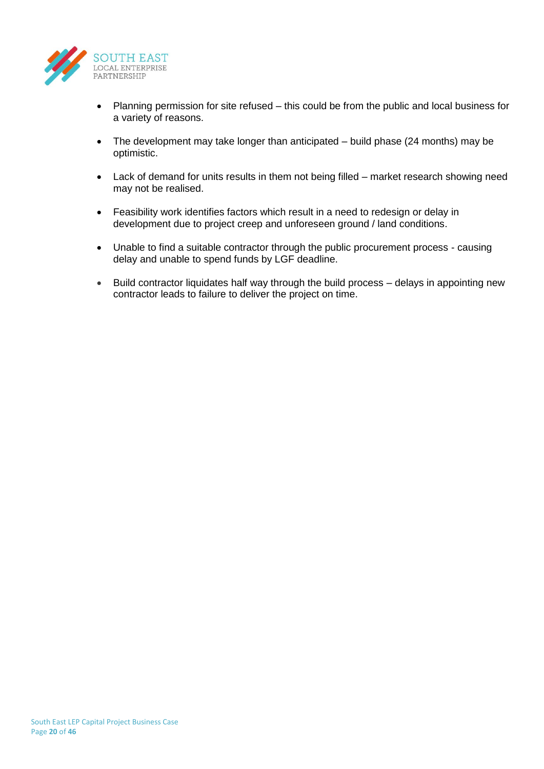- Planning permission for site refused – this could be from the public and local business for a variety of reasons.
- The development may take longer than anticipated – build phase (24 months) may be optimistic.
- Lack of demand for units results in them not being filled – market research showing need may not be realised.
- Feasibility work identifies factors which result in a need to redesign or delay in development due to project creep and unforeseen ground / land conditions.
- Unable to find a suitable contractor through the public procurement process - causing delay and unable to spend funds by LGF deadline.
- Build contractor liquidates half way through the build process – delays in appointing new contractor leads to failure to deliver the project on time.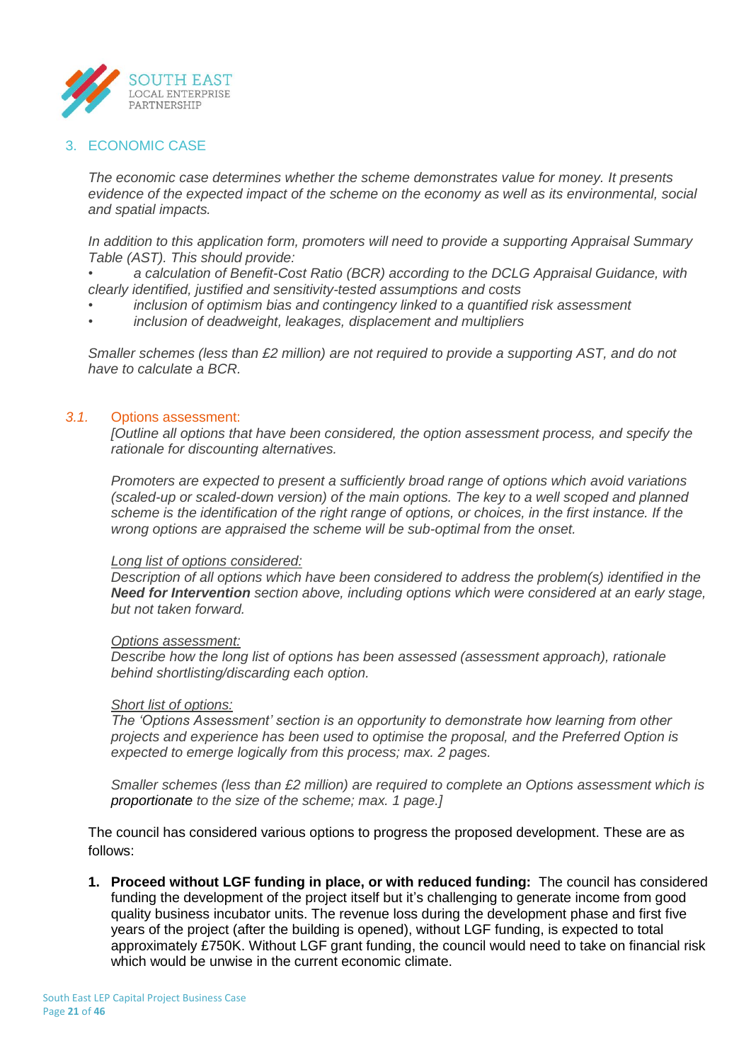## 3. ECONOMIC CASE

*The economic case determines whether the scheme demonstrates value for money. It presents evidence of the expected impact of the scheme on the economy as well as its environmental, social and spatial impacts.*

*In addition to this application form, promoters will need to provide a supporting Appraisal Summary Table (AST). This should provide:*

- *a calculation of Benefit-Cost Ratio (BCR) according to the DCLG Appraisal Guidance, with clearly identified, justified and sensitivity-tested assumptions and costs*
- *inclusion of optimism bias and contingency linked to a quantified risk assessment*
- *inclusion of deadweight, leakages, displacement and multipliers*

*Smaller schemes (less than £2 million) are not required to provide a supporting AST, and do not have to calculate a BCR.*

### *3.1.* Options assessment:

*[Outline all options that have been considered, the option assessment process, and specify the rationale for discounting alternatives.*

*Promoters are expected to present a sufficiently broad range of options which avoid variations (scaled-up or scaled-down version) of the main options. The key to a well scoped and planned scheme is the identification of the right range of options, or choices, in the first instance. If the wrong options are appraised the scheme will be sub-optimal from the onset.*

*Long list of options considered:*
*Description of all options which have been considered to address the problem(s) identified in the* ***Need for Intervention*** *section above, including options which were considered at an early stage, but not taken forward.*

*Options assessment:*
*Describe how the long list of options has been assessed (assessment approach), rationale behind shortlisting/discarding each option.*

*Short list of options:*
*The 'Options Assessment' section is an opportunity to demonstrate how learning from other projects and experience has been used to optimise the proposal, and the Preferred Option is expected to emerge logically from this process; max. 2 pages.*

*Smaller schemes (less than £2 million) are required to complete an Options assessment which is proportionate to the size of the scheme; max. 1 page.]*

The council has considered various options to progress the proposed development. These are as follows:

1. **Proceed without LGF funding in place, or with reduced funding:** The council has considered funding the development of the project itself but it's challenging to generate income from good quality business incubator units. The revenue loss during the development phase and first five years of the project (after the building is opened), without LGF funding, is expected to total approximately £750K. Without LGF grant funding, the council would need to take on financial risk which would be unwise in the current economic climate.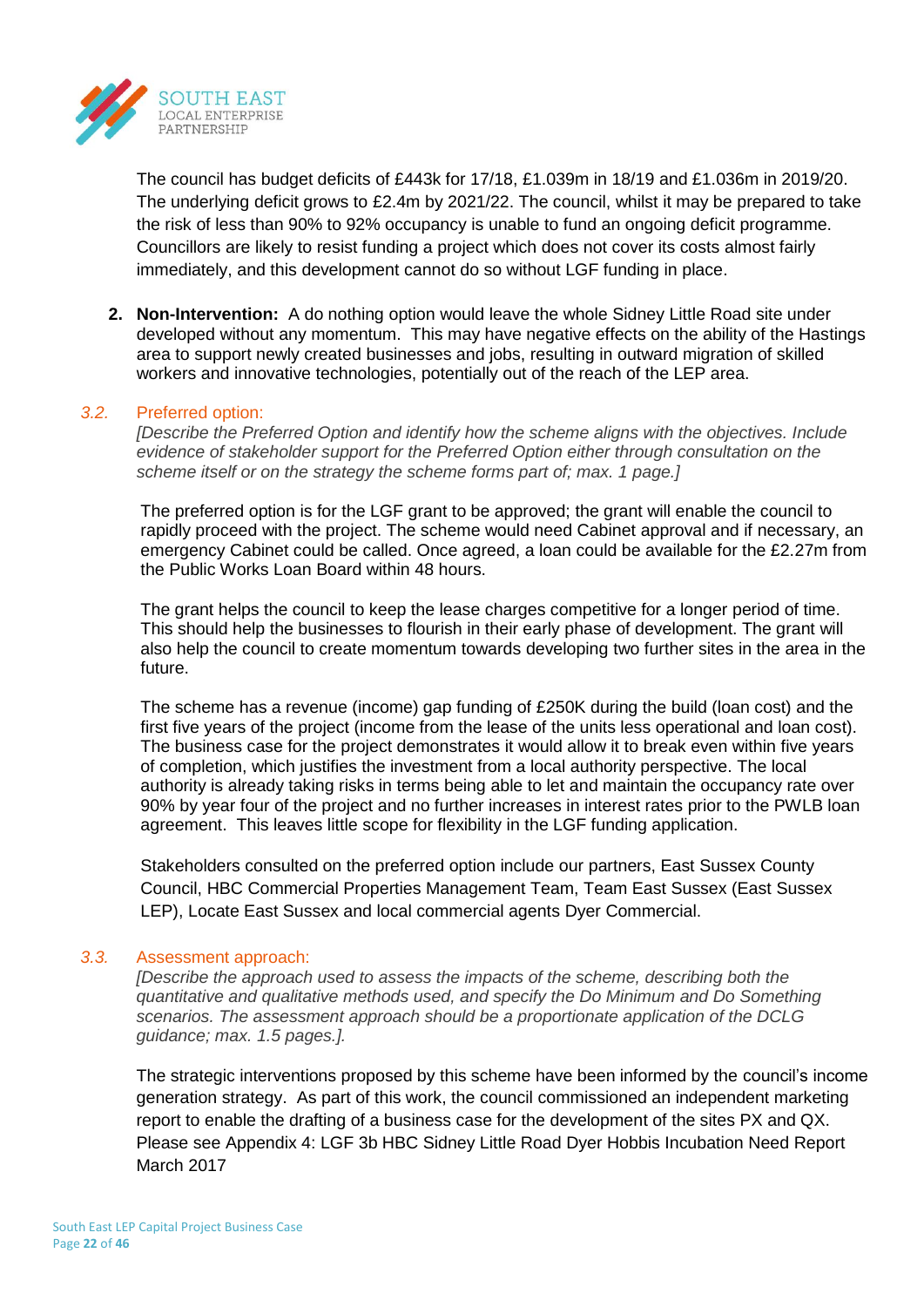The council has budget deficits of £443k for 17/18, £1.039m in 18/19 and £1.036m in 2019/20. The underlying deficit grows to £2.4m by 2021/22. The council, whilst it may be prepared to take the risk of less than 90% to 92% occupancy is unable to fund an ongoing deficit programme. Councillors are likely to resist funding a project which does not cover its costs almost fairly immediately, and this development cannot do so without LGF funding in place.

2. **Non-Intervention:** A do nothing option would leave the whole Sidney Little Road site under developed without any momentum. This may have negative effects on the ability of the Hastings area to support newly created businesses and jobs, resulting in outward migration of skilled workers and innovative technologies, potentially out of the reach of the LEP area.

### *3.2.* Preferred option:

*[Describe the Preferred Option and identify how the scheme aligns with the objectives. Include evidence of stakeholder support for the Preferred Option either through consultation on the scheme itself or on the strategy the scheme forms part of; max. 1 page.]*

The preferred option is for the LGF grant to be approved; the grant will enable the council to rapidly proceed with the project. The scheme would need Cabinet approval and if necessary, an emergency Cabinet could be called. Once agreed, a loan could be available for the £2.27m from the Public Works Loan Board within 48 hours.

The grant helps the council to keep the lease charges competitive for a longer period of time. This should help the businesses to flourish in their early phase of development. The grant will also help the council to create momentum towards developing two further sites in the area in the future.

The scheme has a revenue (income) gap funding of £250K during the build (loan cost) and the first five years of the project (income from the lease of the units less operational and loan cost). The business case for the project demonstrates it would allow it to break even within five years of completion, which justifies the investment from a local authority perspective. The local authority is already taking risks in terms being able to let and maintain the occupancy rate over 90% by year four of the project and no further increases in interest rates prior to the PWLB loan agreement. This leaves little scope for flexibility in the LGF funding application.

Stakeholders consulted on the preferred option include our partners, East Sussex County Council, HBC Commercial Properties Management Team, Team East Sussex (East Sussex LEP), Locate East Sussex and local commercial agents Dyer Commercial.

### *3.3.* Assessment approach:

*[Describe the approach used to assess the impacts of the scheme, describing both the quantitative and qualitative methods used, and specify the Do Minimum and Do Something scenarios. The assessment approach should be a proportionate application of the DCLG guidance; max. 1.5 pages.].*

The strategic interventions proposed by this scheme have been informed by the council's income generation strategy. As part of this work, the council commissioned an independent marketing report to enable the drafting of a business case for the development of the sites PX and QX. Please see Appendix 4: LGF 3b HBC Sidney Little Road Dyer Hobbis Incubation Need Report March 2017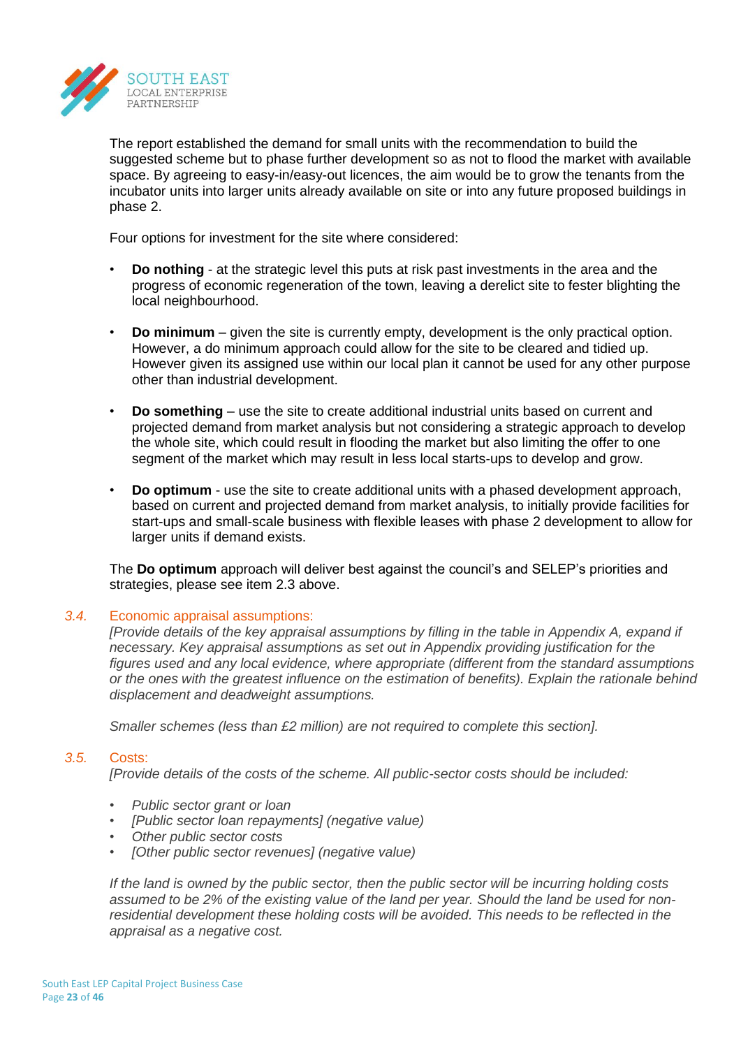The report established the demand for small units with the recommendation to build the suggested scheme but to phase further development so as not to flood the market with available space. By agreeing to easy-in/easy-out licences, the aim would be to grow the tenants from the incubator units into larger units already available on site or into any future proposed buildings in phase 2.

Four options for investment for the site where considered:

- **Do nothing** - at the strategic level this puts at risk past investments in the area and the progress of economic regeneration of the town, leaving a derelict site to fester blighting the local neighbourhood.
- **Do minimum** – given the site is currently empty, development is the only practical option. However, a do minimum approach could allow for the site to be cleared and tidied up. However given its assigned use within our local plan it cannot be used for any other purpose other than industrial development.
- **Do something** – use the site to create additional industrial units based on current and projected demand from market analysis but not considering a strategic approach to develop the whole site, which could result in flooding the market but also limiting the offer to one segment of the market which may result in less local starts-ups to develop and grow.
- **Do optimum** - use the site to create additional units with a phased development approach, based on current and projected demand from market analysis, to initially provide facilities for start-ups and small-scale business with flexible leases with phase 2 development to allow for larger units if demand exists.

The **Do optimum** approach will deliver best against the council's and SELEP's priorities and strategies, please see item 2.3 above.

### *3.4.* Economic appraisal assumptions:

*[Provide details of the key appraisal assumptions by filling in the table in Appendix A, expand if necessary. Key appraisal assumptions as set out in Appendix providing justification for the figures used and any local evidence, where appropriate (different from the standard assumptions or the ones with the greatest influence on the estimation of benefits). Explain the rationale behind displacement and deadweight assumptions.*

*Smaller schemes (less than £2 million) are not required to complete this section].*

### *3.5.* Costs:

*[Provide details of the costs of the scheme. All public-sector costs should be included:*

- *Public sector grant or loan*
- *[Public sector loan repayments] (negative value)*
- *Other public sector costs*
- *[Other public sector revenues] (negative value)*

*If the land is owned by the public sector, then the public sector will be incurring holding costs assumed to be 2% of the existing value of the land per year. Should the land be used for non-residential development these holding costs will be avoided. This needs to be reflected in the appraisal as a negative cost.*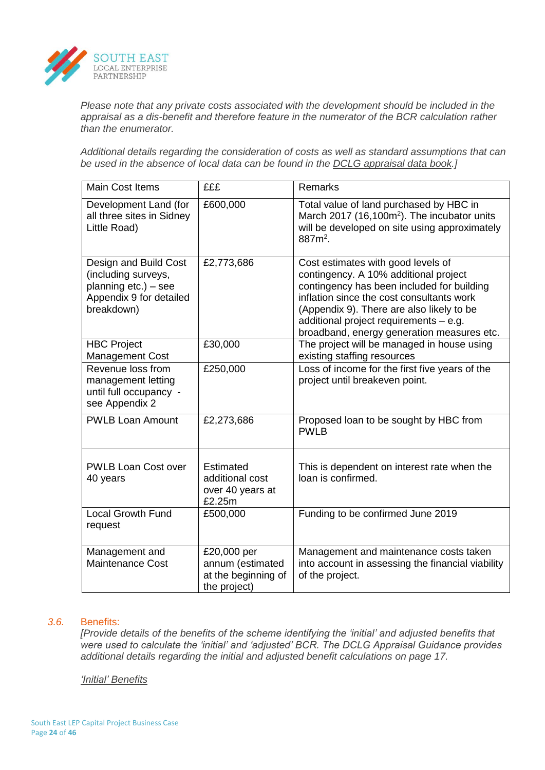*Please note that any private costs associated with the development should be included in the appraisal as a dis-benefit and therefore feature in the numerator of the BCR calculation rather than the enumerator.*

*Additional details regarding the consideration of costs as well as standard assumptions that can be used in the absence of local data can be found in the DCLG appraisal data book.]*

| Main Cost Items | £££ | Remarks |
|---|---|---|
| Development Land (for all three sites in Sidney Little Road) | £600,000 | Total value of land purchased by HBC in March 2017 (16,100m$^2$). The incubator units will be developed on site using approximately 887m$^2$. |
| Design and Build Cost (including surveys, planning etc.) – see Appendix 9 for detailed breakdown) | £2,773,686 | Cost estimates with good levels of contingency. A 10% additional project contingency has been included for building inflation since the cost consultants work (Appendix 9). There are also likely to be additional project requirements – e.g. broadband, energy generation measures etc. |
| HBC Project Management Cost | £30,000 | The project will be managed in house using existing staffing resources |
| Revenue loss from management letting until full occupancy - see Appendix 2 | £250,000 | Loss of income for the first five years of the project until breakeven point. |
| PWLB Loan Amount | £2,273,686 | Proposed loan to be sought by HBC from PWLB |
| PWLB Loan Cost over 40 years | Estimated additional cost over 40 years at £2.25m | This is dependent on interest rate when the loan is confirmed. |
| Local Growth Fund request | £500,000 | Funding to be confirmed June 2019 |
| Management and Maintenance Cost | £20,000 per annum (estimated at the beginning of the project) | Management and maintenance costs taken into account in assessing the financial viability of the project. |

### *3.6.* Benefits:

*[Provide details of the benefits of the scheme identifying the 'initial' and adjusted benefits that were used to calculate the 'initial' and 'adjusted' BCR. The DCLG Appraisal Guidance provides additional details regarding the initial and adjusted benefit calculations on page 17.*

*'Initial' Benefits*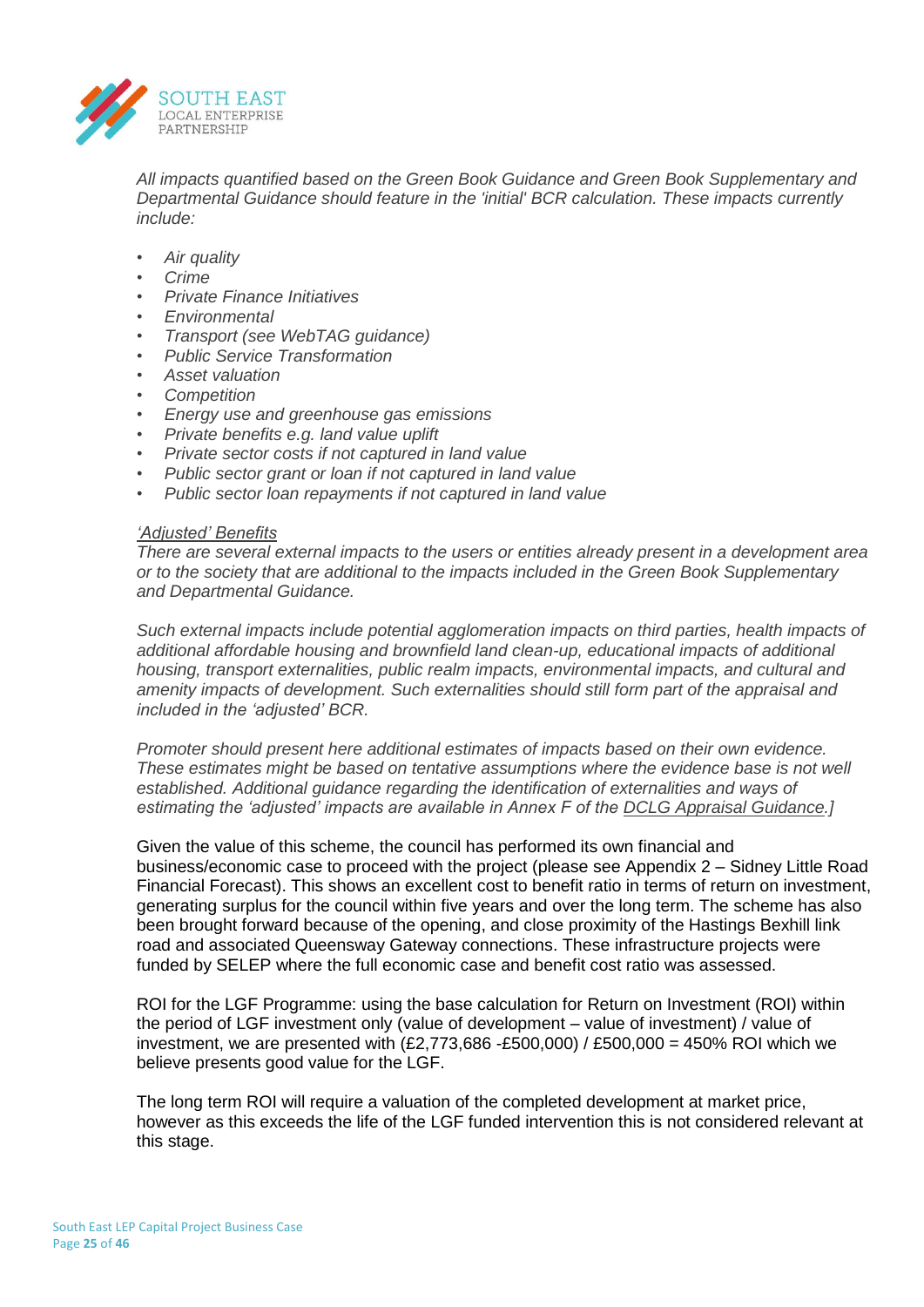*All impacts quantified based on the Green Book Guidance and Green Book Supplementary and Departmental Guidance should feature in the 'initial' BCR calculation. These impacts currently include:*

- *Air quality*
- *Crime*
- *Private Finance Initiatives*
- *Environmental*
- *Transport (see WebTAG guidance)*
- *Public Service Transformation*
- *Asset valuation*
- *Competition*
- *Energy use and greenhouse gas emissions*
- *Private benefits e.g. land value uplift*
- *Private sector costs if not captured in land value*
- *Public sector grant or loan if not captured in land value*
- *Public sector loan repayments if not captured in land value*

*'Adjusted' Benefits*
*There are several external impacts to the users or entities already present in a development area or to the society that are additional to the impacts included in the Green Book Supplementary and Departmental Guidance.*

*Such external impacts include potential agglomeration impacts on third parties, health impacts of additional affordable housing and brownfield land clean-up, educational impacts of additional housing, transport externalities, public realm impacts, environmental impacts, and cultural and amenity impacts of development. Such externalities should still form part of the appraisal and included in the 'adjusted' BCR.*

*Promoter should present here additional estimates of impacts based on their own evidence. These estimates might be based on tentative assumptions where the evidence base is not well established. Additional guidance regarding the identification of externalities and ways of estimating the 'adjusted' impacts are available in Annex F of the DCLG Appraisal Guidance.]*

Given the value of this scheme, the council has performed its own financial and business/economic case to proceed with the project (please see Appendix 2 – Sidney Little Road Financial Forecast). This shows an excellent cost to benefit ratio in terms of return on investment, generating surplus for the council within five years and over the long term. The scheme has also been brought forward because of the opening, and close proximity of the Hastings Bexhill link road and associated Queensway Gateway connections. These infrastructure projects were funded by SELEP where the full economic case and benefit cost ratio was assessed.

ROI for the LGF Programme: using the base calculation for Return on Investment (ROI) within the period of LGF investment only (value of development – value of investment) / value of investment, we are presented with (£2,773,686 -£500,000) / £500,000 = 450% ROI which we believe presents good value for the LGF.

The long term ROI will require a valuation of the completed development at market price, however as this exceeds the life of the LGF funded intervention this is not considered relevant at this stage.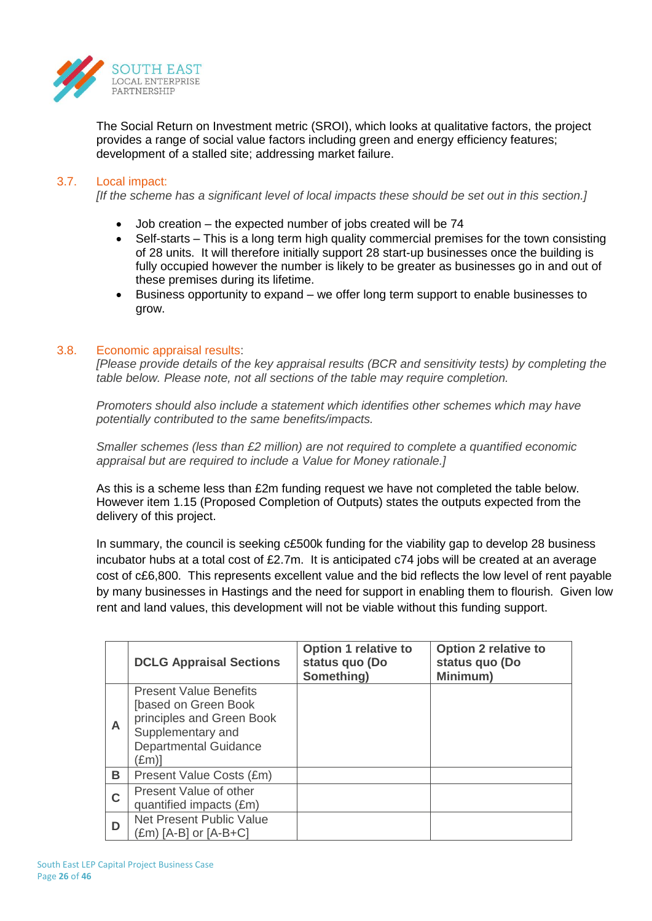The Social Return on Investment metric (SROI), which looks at qualitative factors, the project provides a range of social value factors including green and energy efficiency features; development of a stalled site; addressing market failure.

### 3.7. Local impact:

*[If the scheme has a significant level of local impacts these should be set out in this section.]*

- Job creation – the expected number of jobs created will be 74
- Self-starts – This is a long term high quality commercial premises for the town consisting of 28 units. It will therefore initially support 28 start-up businesses once the building is fully occupied however the number is likely to be greater as businesses go in and out of these premises during its lifetime.
- Business opportunity to expand – we offer long term support to enable businesses to grow.

### 3.8. Economic appraisal results:

*[Please provide details of the key appraisal results (BCR and sensitivity tests) by completing the table below. Please note, not all sections of the table may require completion.*

*Promoters should also include a statement which identifies other schemes which may have potentially contributed to the same benefits/impacts.*

*Smaller schemes (less than £2 million) are not required to complete a quantified economic appraisal but are required to include a Value for Money rationale.]*

As this is a scheme less than £2m funding request we have not completed the table below. However item 1.15 (Proposed Completion of Outputs) states the outputs expected from the delivery of this project.

In summary, the council is seeking c£500k funding for the viability gap to develop 28 business incubator hubs at a total cost of £2.7m. It is anticipated c74 jobs will be created at an average cost of c£6,800. This represents excellent value and the bid reflects the low level of rent payable by many businesses in Hastings and the need for support in enabling them to flourish. Given low rent and land values, this development will not be viable without this funding support.

| | **DCLG Appraisal Sections** | **Option 1 relative to status quo (Do Something)** | **Option 2 relative to status quo (Do Minimum)** |
|---|---|---|---|
| **A** | Present Value Benefits [based on Green Book principles and Green Book Supplementary and Departmental Guidance (£m)] | | |
| **B** | Present Value Costs (£m) | | |
| **C** | Present Value of other quantified impacts (£m) | | |
| **D** | Net Present Public Value (£m) [A-B] or [A-B+C] | | |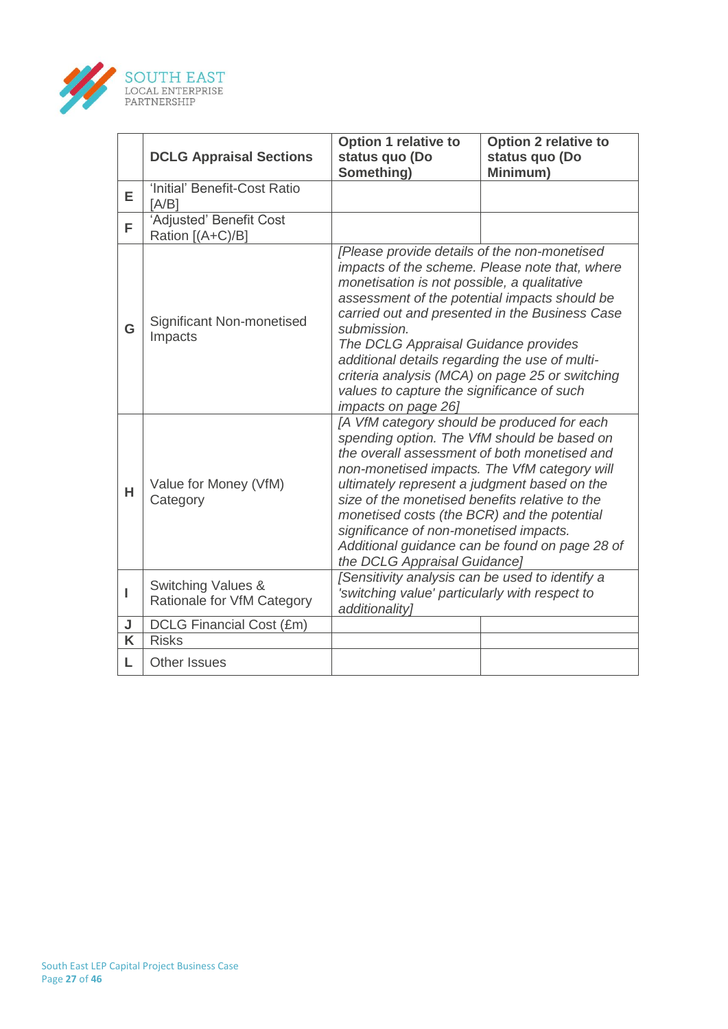| | DCLG Appraisal Sections | Option 1 relative to status quo (Do Something) | Option 2 relative to status quo (Do Minimum) |
|---|---|---|---|
| E | 'Initial' Benefit-Cost Ratio [A/B] | | |
| F | 'Adjusted' Benefit Cost Ration [(A+C)/B] | | |
| G | Significant Non-monetised Impacts | *[Please provide details of the non-monetised impacts of the scheme. Please note that, where monetisation is not possible, a qualitative assessment of the potential impacts should be carried out and presented in the Business Case submission. The DCLG Appraisal Guidance provides additional details regarding the use of multi-criteria analysis (MCA) on page 25 or switching values to capture the significance of such impacts on page 26]* | |
| H | Value for Money (VfM) Category | *[A VfM category should be produced for each spending option. The VfM should be based on the overall assessment of both monetised and non-monetised impacts. The VfM category will ultimately represent a judgment based on the size of the monetised benefits relative to the monetised costs (the BCR) and the potential significance of non-monetised impacts. Additional guidance can be found on page 28 of the DCLG Appraisal Guidance]* | |
| I | Switching Values & Rationale for VfM Category | *[Sensitivity analysis can be used to identify a 'switching value' particularly with respect to additionality]* | |
| J | DCLG Financial Cost (£m) | | |
| K | Risks | | |
| L | Other Issues | | |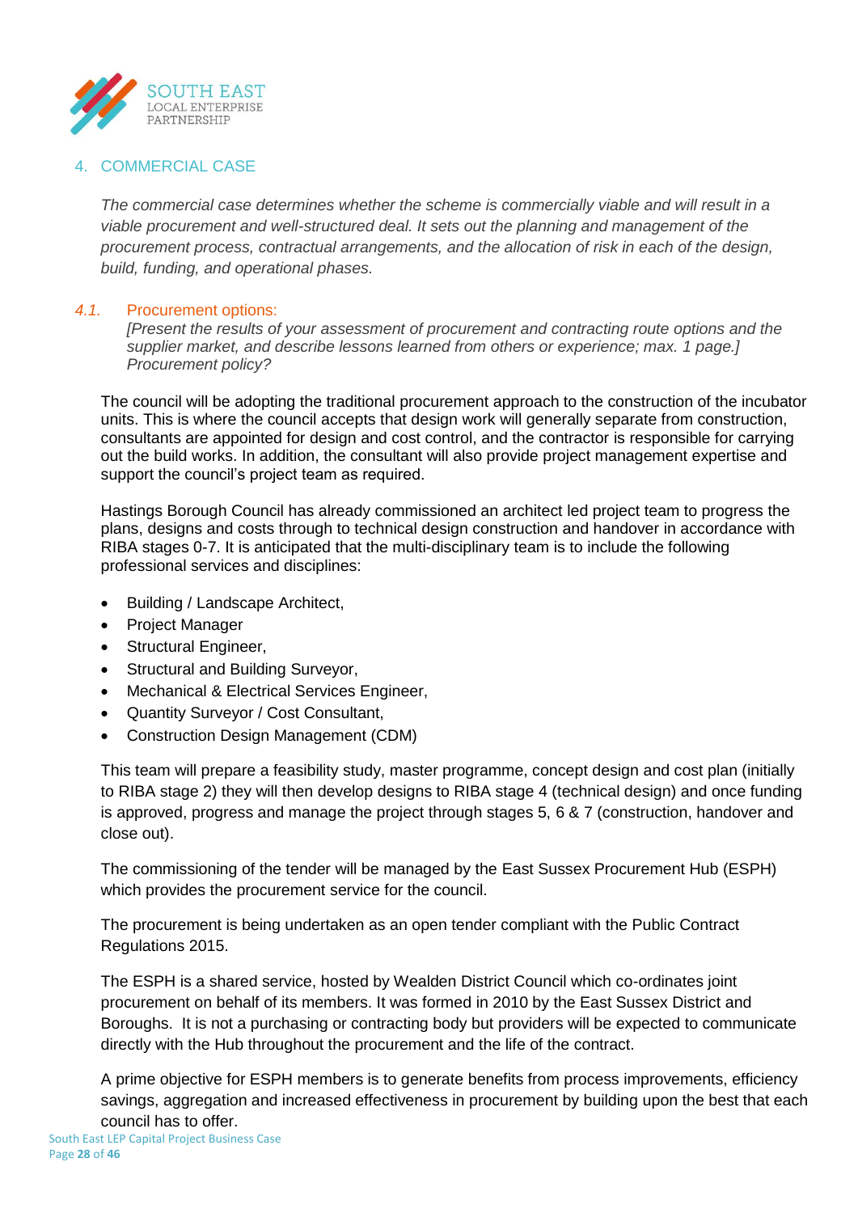## 4. COMMERCIAL CASE

*The commercial case determines whether the scheme is commercially viable and will result in a viable procurement and well-structured deal. It sets out the planning and management of the procurement process, contractual arrangements, and the allocation of risk in each of the design, build, funding, and operational phases.*

### *4.1.* Procurement options:

*[Present the results of your assessment of procurement and contracting route options and the supplier market, and describe lessons learned from others or experience; max. 1 page.] Procurement policy?*

The council will be adopting the traditional procurement approach to the construction of the incubator units. This is where the council accepts that design work will generally separate from construction, consultants are appointed for design and cost control, and the contractor is responsible for carrying out the build works. In addition, the consultant will also provide project management expertise and support the council's project team as required.

Hastings Borough Council has already commissioned an architect led project team to progress the plans, designs and costs through to technical design construction and handover in accordance with RIBA stages 0-7. It is anticipated that the multi-disciplinary team is to include the following professional services and disciplines:

- Building / Landscape Architect,
- Project Manager
- Structural Engineer,
- Structural and Building Surveyor,
- Mechanical & Electrical Services Engineer,
- Quantity Surveyor / Cost Consultant,
- Construction Design Management (CDM)

This team will prepare a feasibility study, master programme, concept design and cost plan (initially to RIBA stage 2) they will then develop designs to RIBA stage 4 (technical design) and once funding is approved, progress and manage the project through stages 5, 6 & 7 (construction, handover and close out).

The commissioning of the tender will be managed by the East Sussex Procurement Hub (ESPH) which provides the procurement service for the council.

The procurement is being undertaken as an open tender compliant with the Public Contract Regulations 2015.

The ESPH is a shared service, hosted by Wealden District Council which co-ordinates joint procurement on behalf of its members. It was formed in 2010 by the East Sussex District and Boroughs. It is not a purchasing or contracting body but providers will be expected to communicate directly with the Hub throughout the procurement and the life of the contract.

A prime objective for ESPH members is to generate benefits from process improvements, efficiency savings, aggregation and increased effectiveness in procurement by building upon the best that each council has to offer.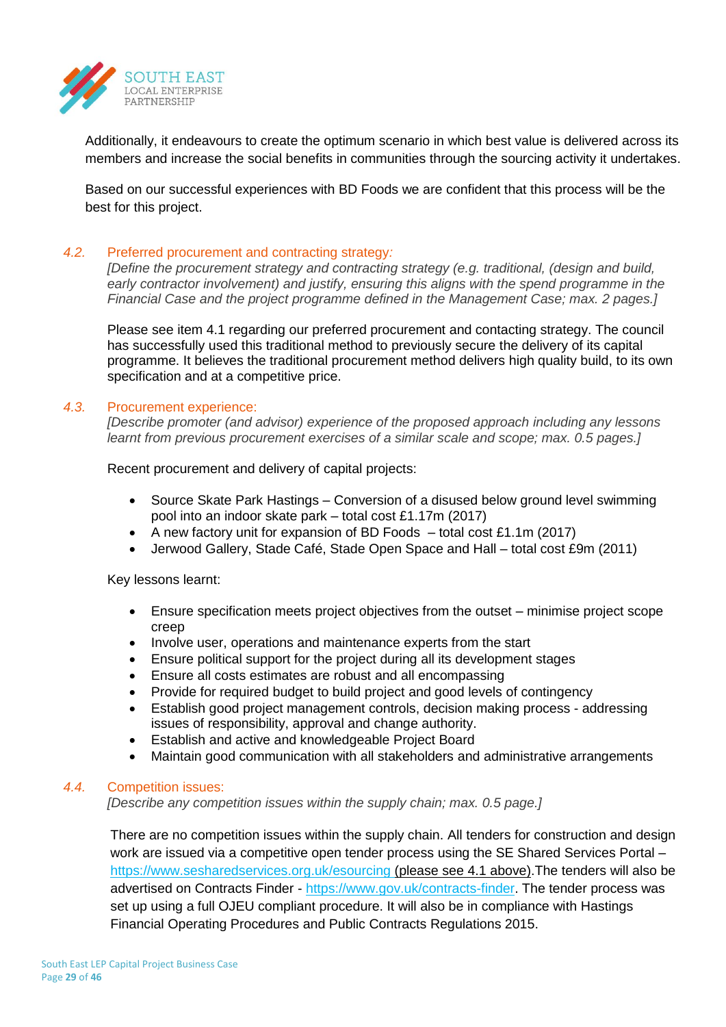Additionally, it endeavours to create the optimum scenario in which best value is delivered across its members and increase the social benefits in communities through the sourcing activity it undertakes.

Based on our successful experiences with BD Foods we are confident that this process will be the best for this project.

### 4.2. Preferred procurement and contracting strategy:

*[Define the procurement strategy and contracting strategy (e.g. traditional, (design and build, early contractor involvement) and justify, ensuring this aligns with the spend programme in the Financial Case and the project programme defined in the Management Case; max. 2 pages.]*

Please see item 4.1 regarding our preferred procurement and contacting strategy. The council has successfully used this traditional method to previously secure the delivery of its capital programme. It believes the traditional procurement method delivers high quality build, to its own specification and at a competitive price.

### 4.3. Procurement experience:

*[Describe promoter (and advisor) experience of the proposed approach including any lessons learnt from previous procurement exercises of a similar scale and scope; max. 0.5 pages.]*

Recent procurement and delivery of capital projects:

- Source Skate Park Hastings – Conversion of a disused below ground level swimming pool into an indoor skate park – total cost £1.17m (2017)
- A new factory unit for expansion of BD Foods – total cost £1.1m (2017)
- Jerwood Gallery, Stade Café, Stade Open Space and Hall – total cost £9m (2011)

Key lessons learnt:

- Ensure specification meets project objectives from the outset – minimise project scope creep
- Involve user, operations and maintenance experts from the start
- Ensure political support for the project during all its development stages
- Ensure all costs estimates are robust and all encompassing
- Provide for required budget to build project and good levels of contingency
- Establish good project management controls, decision making process - addressing issues of responsibility, approval and change authority.
- Establish and active and knowledgeable Project Board
- Maintain good communication with all stakeholders and administrative arrangements

### 4.4. Competition issues:

*[Describe any competition issues within the supply chain; max. 0.5 page.]*

There are no competition issues within the supply chain. All tenders for construction and design work are issued via a competitive open tender process using the SE Shared Services Portal – https://www.sesharedservices.org.uk/esourcing (please see 4.1 above).The tenders will also be advertised on Contracts Finder - https://www.gov.uk/contracts-finder. The tender process was set up using a full OJEU compliant procedure. It will also be in compliance with Hastings Financial Operating Procedures and Public Contracts Regulations 2015.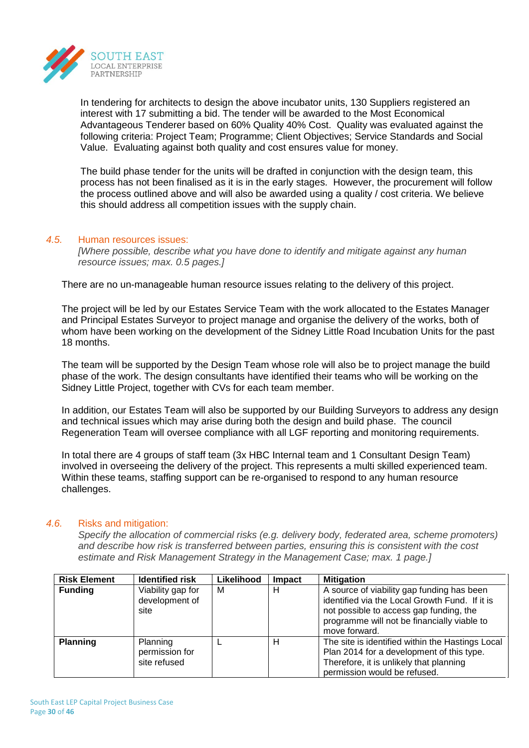In tendering for architects to design the above incubator units, 130 Suppliers registered an interest with 17 submitting a bid. The tender will be awarded to the Most Economical Advantageous Tenderer based on 60% Quality 40% Cost. Quality was evaluated against the following criteria: Project Team; Programme; Client Objectives; Service Standards and Social Value. Evaluating against both quality and cost ensures value for money.

The build phase tender for the units will be drafted in conjunction with the design team, this process has not been finalised as it is in the early stages. However, the procurement will follow the process outlined above and will also be awarded using a quality / cost criteria. We believe this should address all competition issues with the supply chain.

### *4.5.* Human resources issues:

*[Where possible, describe what you have done to identify and mitigate against any human resource issues; max. 0.5 pages.]*

There are no un-manageable human resource issues relating to the delivery of this project.

The project will be led by our Estates Service Team with the work allocated to the Estates Manager and Principal Estates Surveyor to project manage and organise the delivery of the works, both of whom have been working on the development of the Sidney Little Road Incubation Units for the past 18 months.

The team will be supported by the Design Team whose role will also be to project manage the build phase of the work. The design consultants have identified their teams who will be working on the Sidney Little Project, together with CVs for each team member.

In addition, our Estates Team will also be supported by our Building Surveyors to address any design and technical issues which may arise during both the design and build phase. The council Regeneration Team will oversee compliance with all LGF reporting and monitoring requirements.

In total there are 4 groups of staff team (3x HBC Internal team and 1 Consultant Design Team) involved in overseeing the delivery of the project. This represents a multi skilled experienced team. Within these teams, staffing support can be re-organised to respond to any human resource challenges.

### *4.6.* Risks and mitigation:

*Specify the allocation of commercial risks (e.g. delivery body, federated area, scheme promoters) and describe how risk is transferred between parties, ensuring this is consistent with the cost estimate and Risk Management Strategy in the Management Case; max. 1 page.]*

| Risk Element | Identified risk | Likelihood | Impact | Mitigation |
|---|---|---|---|---|
| **Funding** | Viability gap for development of site | M | H | A source of viability gap funding has been identified via the Local Growth Fund. If it is not possible to access gap funding, the programme will not be financially viable to move forward. |
| **Planning** | Planning permission for site refused | L | H | The site is identified within the Hastings Local Plan 2014 for a development of this type. Therefore, it is unlikely that planning permission would be refused. |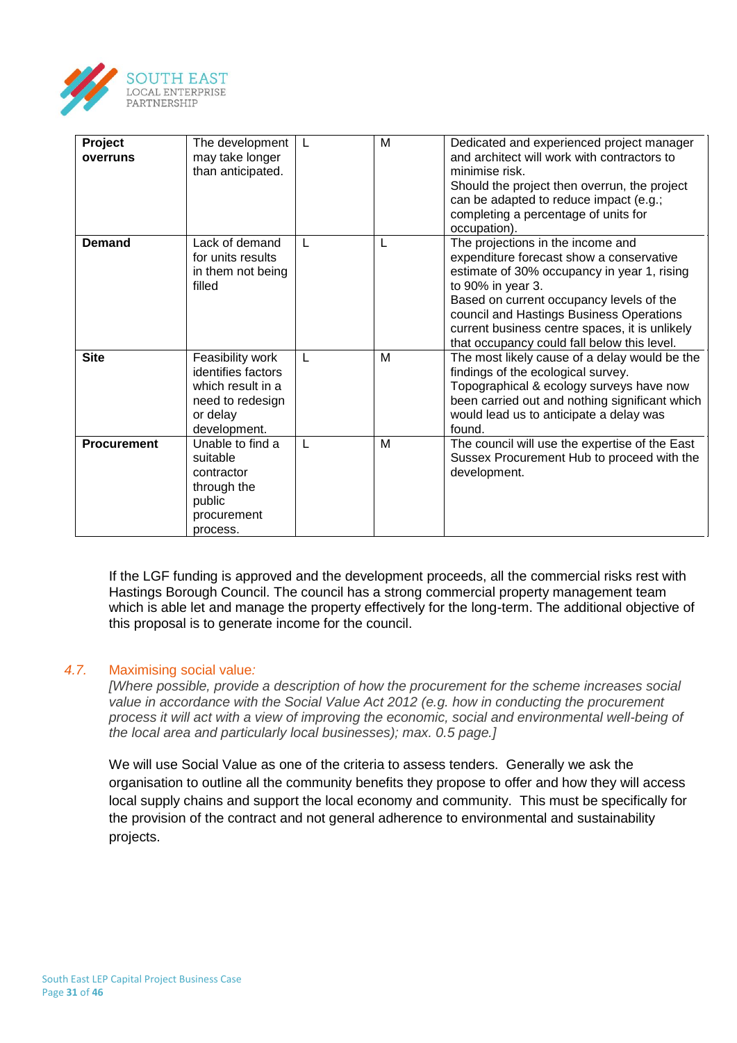| **Project overruns** | The development may take longer than anticipated. | L | M | Dedicated and experienced project manager and architect will work with contractors to minimise risk.<br>Should the project then overrun, the project can be adapted to reduce impact (e.g.; completing a percentage of units for occupation). |
|---|---|---|---|---|
| **Demand** | Lack of demand for units results in them not being filled | L | L | The projections in the income and expenditure forecast show a conservative estimate of 30% occupancy in year 1, rising to 90% in year 3.<br>Based on current occupancy levels of the council and Hastings Business Operations current business centre spaces, it is unlikely that occupancy could fall below this level. |
| **Site** | Feasibility work identifies factors which result in a need to redesign or delay development. | L | M | The most likely cause of a delay would be the findings of the ecological survey.<br>Topographical & ecology surveys have now been carried out and nothing significant which would lead us to anticipate a delay was found. |
| **Procurement** | Unable to find a suitable contractor through the public procurement process. | L | M | The council will use the expertise of the East Sussex Procurement Hub to proceed with the development. |

If the LGF funding is approved and the development proceeds, all the commercial risks rest with Hastings Borough Council. The council has a strong commercial property management team which is able let and manage the property effectively for the long-term. The additional objective of this proposal is to generate income for the council.

### 4.7. Maximising social value:

*[Where possible, provide a description of how the procurement for the scheme increases social value in accordance with the Social Value Act 2012 (e.g. how in conducting the procurement process it will act with a view of improving the economic, social and environmental well-being of the local area and particularly local businesses); max. 0.5 page.]*

We will use Social Value as one of the criteria to assess tenders. Generally we ask the organisation to outline all the community benefits they propose to offer and how they will access local supply chains and support the local economy and community. This must be specifically for the provision of the contract and not general adherence to environmental and sustainability projects.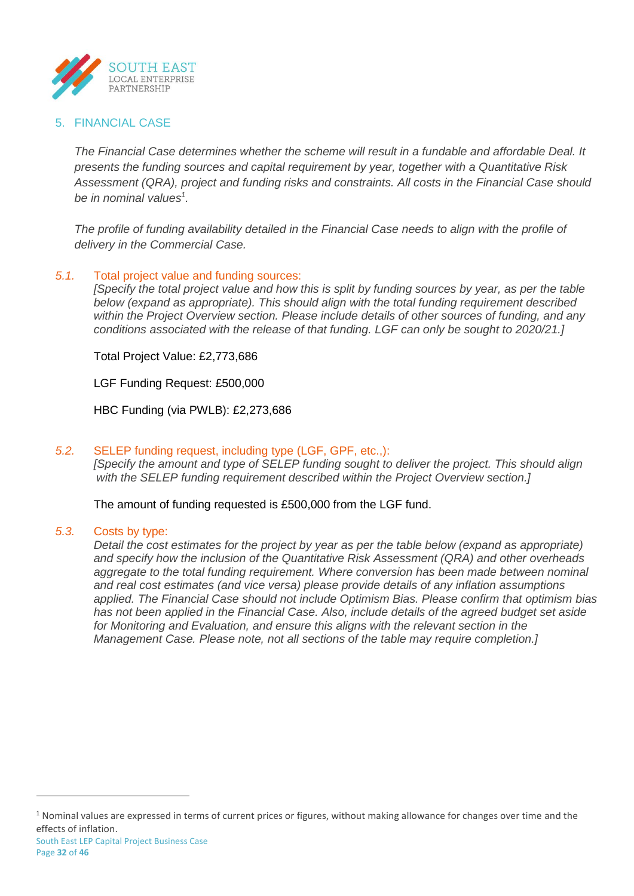## 5. FINANCIAL CASE

*The Financial Case determines whether the scheme will result in a fundable and affordable Deal. It presents the funding sources and capital requirement by year, together with a Quantitative Risk Assessment (QRA), project and funding risks and constraints. All costs in the Financial Case should be in nominal values[1].*

*The profile of funding availability detailed in the Financial Case needs to align with the profile of delivery in the Commercial Case.*

### *5.1.* Total project value and funding sources:

*[Specify the total project value and how this is split by funding sources by year, as per the table below (expand as appropriate). This should align with the total funding requirement described within the Project Overview section. Please include details of other sources of funding, and any conditions associated with the release of that funding. LGF can only be sought to 2020/21.]*

Total Project Value: £2,773,686

LGF Funding Request: £500,000

HBC Funding (via PWLB): £2,273,686

### *5.2.* SELEP funding request, including type (LGF, GPF, etc.,):

*[Specify the amount and type of SELEP funding sought to deliver the project. This should align with the SELEP funding requirement described within the Project Overview section.]*

The amount of funding requested is £500,000 from the LGF fund.

### *5.3.* Costs by type:

*Detail the cost estimates for the project by year as per the table below (expand as appropriate) and specify how the inclusion of the Quantitative Risk Assessment (QRA) and other overheads aggregate to the total funding requirement. Where conversion has been made between nominal and real cost estimates (and vice versa) please provide details of any inflation assumptions applied. The Financial Case should not include Optimism Bias. Please confirm that optimism bias has not been applied in the Financial Case. Also, include details of the agreed budget set aside for Monitoring and Evaluation, and ensure this aligns with the relevant section in the Management Case. Please note, not all sections of the table may require completion.]*

---

[1] Nominal values are expressed in terms of current prices or figures, without making allowance for changes over time and the effects of inflation.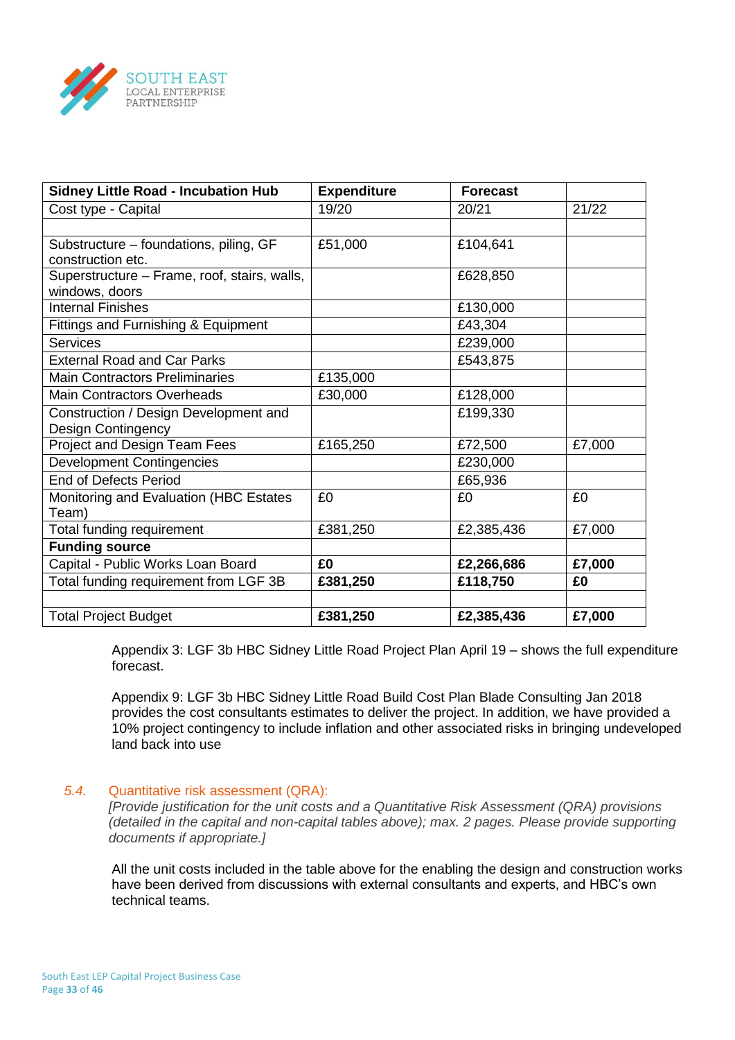| Sidney Little Road - Incubation Hub | Expenditure | Forecast | |
|---|---|---|---|
| Cost type - Capital | 19/20 | 20/21 | 21/22 |
| | | | |
| Substructure – foundations, piling, GF construction etc. | £51,000 | £104,641 | |
| Superstructure – Frame, roof, stairs, walls, windows, doors | | £628,850 | |
| Internal Finishes | | £130,000 | |
| Fittings and Furnishing & Equipment | | £43,304 | |
| Services | | £239,000 | |
| External Road and Car Parks | | £543,875 | |
| Main Contractors Preliminaries | £135,000 | | |
| Main Contractors Overheads | £30,000 | £128,000 | |
| Construction / Design Development and Design Contingency | | £199,330 | |
| Project and Design Team Fees | £165,250 | £72,500 | £7,000 |
| Development Contingencies | | £230,000 | |
| End of Defects Period | | £65,936 | |
| Monitoring and Evaluation (HBC Estates Team) | £0 | £0 | £0 |
| Total funding requirement | £381,250 | £2,385,436 | £7,000 |
| **Funding source** | | | |
| Capital - Public Works Loan Board | **£0** | **£2,266,686** | **£7,000** |
| Total funding requirement from LGF 3B | **£381,250** | **£118,750** | **£0** |
| | | | |
| Total Project Budget | **£381,250** | **£2,385,436** | **£7,000** |

Appendix 3: LGF 3b HBC Sidney Little Road Project Plan April 19 – shows the full expenditure forecast.

Appendix 9: LGF 3b HBC Sidney Little Road Build Cost Plan Blade Consulting Jan 2018 provides the cost consultants estimates to deliver the project. In addition, we have provided a 10% project contingency to include inflation and other associated risks in bringing undeveloped land back into use

### 5.4. Quantitative risk assessment (QRA):

*[Provide justification for the unit costs and a Quantitative Risk Assessment (QRA) provisions (detailed in the capital and non-capital tables above); max. 2 pages. Please provide supporting documents if appropriate.]*

All the unit costs included in the table above for the enabling the design and construction works have been derived from discussions with external consultants and experts, and HBC's own technical teams.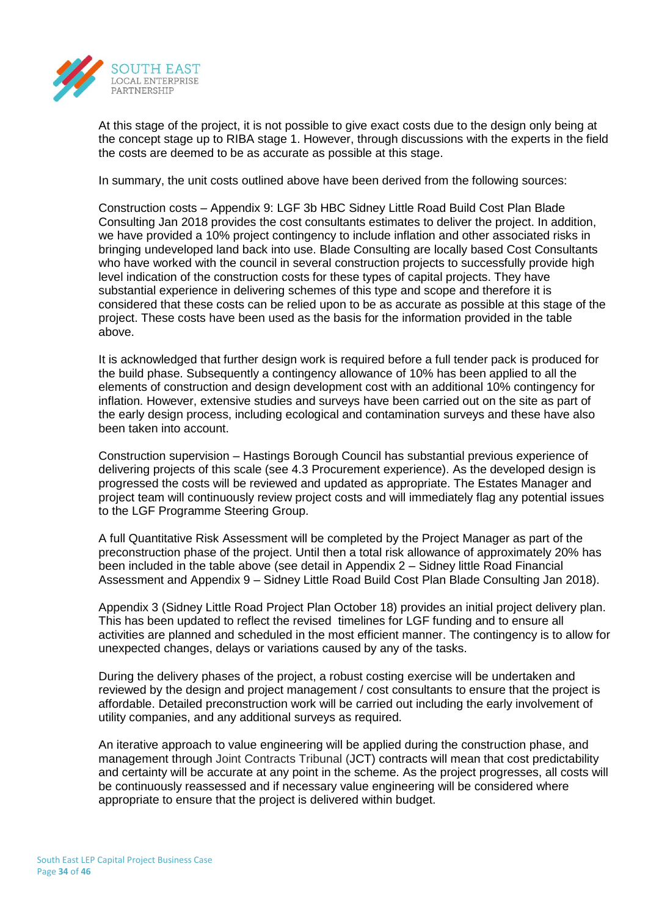At this stage of the project, it is not possible to give exact costs due to the design only being at the concept stage up to RIBA stage 1. However, through discussions with the experts in the field the costs are deemed to be as accurate as possible at this stage.

In summary, the unit costs outlined above have been derived from the following sources:

Construction costs – Appendix 9: LGF 3b HBC Sidney Little Road Build Cost Plan Blade Consulting Jan 2018 provides the cost consultants estimates to deliver the project. In addition, we have provided a 10% project contingency to include inflation and other associated risks in bringing undeveloped land back into use. Blade Consulting are locally based Cost Consultants who have worked with the council in several construction projects to successfully provide high level indication of the construction costs for these types of capital projects. They have substantial experience in delivering schemes of this type and scope and therefore it is considered that these costs can be relied upon to be as accurate as possible at this stage of the project. These costs have been used as the basis for the information provided in the table above.

It is acknowledged that further design work is required before a full tender pack is produced for the build phase. Subsequently a contingency allowance of 10% has been applied to all the elements of construction and design development cost with an additional 10% contingency for inflation. However, extensive studies and surveys have been carried out on the site as part of the early design process, including ecological and contamination surveys and these have also been taken into account.

Construction supervision – Hastings Borough Council has substantial previous experience of delivering projects of this scale (see 4.3 Procurement experience). As the developed design is progressed the costs will be reviewed and updated as appropriate. The Estates Manager and project team will continuously review project costs and will immediately flag any potential issues to the LGF Programme Steering Group.

A full Quantitative Risk Assessment will be completed by the Project Manager as part of the preconstruction phase of the project. Until then a total risk allowance of approximately 20% has been included in the table above (see detail in Appendix 2 – Sidney little Road Financial Assessment and Appendix 9 – Sidney Little Road Build Cost Plan Blade Consulting Jan 2018).

Appendix 3 (Sidney Little Road Project Plan October 18) provides an initial project delivery plan. This has been updated to reflect the revised timelines for LGF funding and to ensure all activities are planned and scheduled in the most efficient manner. The contingency is to allow for unexpected changes, delays or variations caused by any of the tasks.

During the delivery phases of the project, a robust costing exercise will be undertaken and reviewed by the design and project management / cost consultants to ensure that the project is affordable. Detailed preconstruction work will be carried out including the early involvement of utility companies, and any additional surveys as required.

An iterative approach to value engineering will be applied during the construction phase, and management through Joint Contracts Tribunal (JCT) contracts will mean that cost predictability and certainty will be accurate at any point in the scheme. As the project progresses, all costs will be continuously reassessed and if necessary value engineering will be considered where appropriate to ensure that the project is delivered within budget.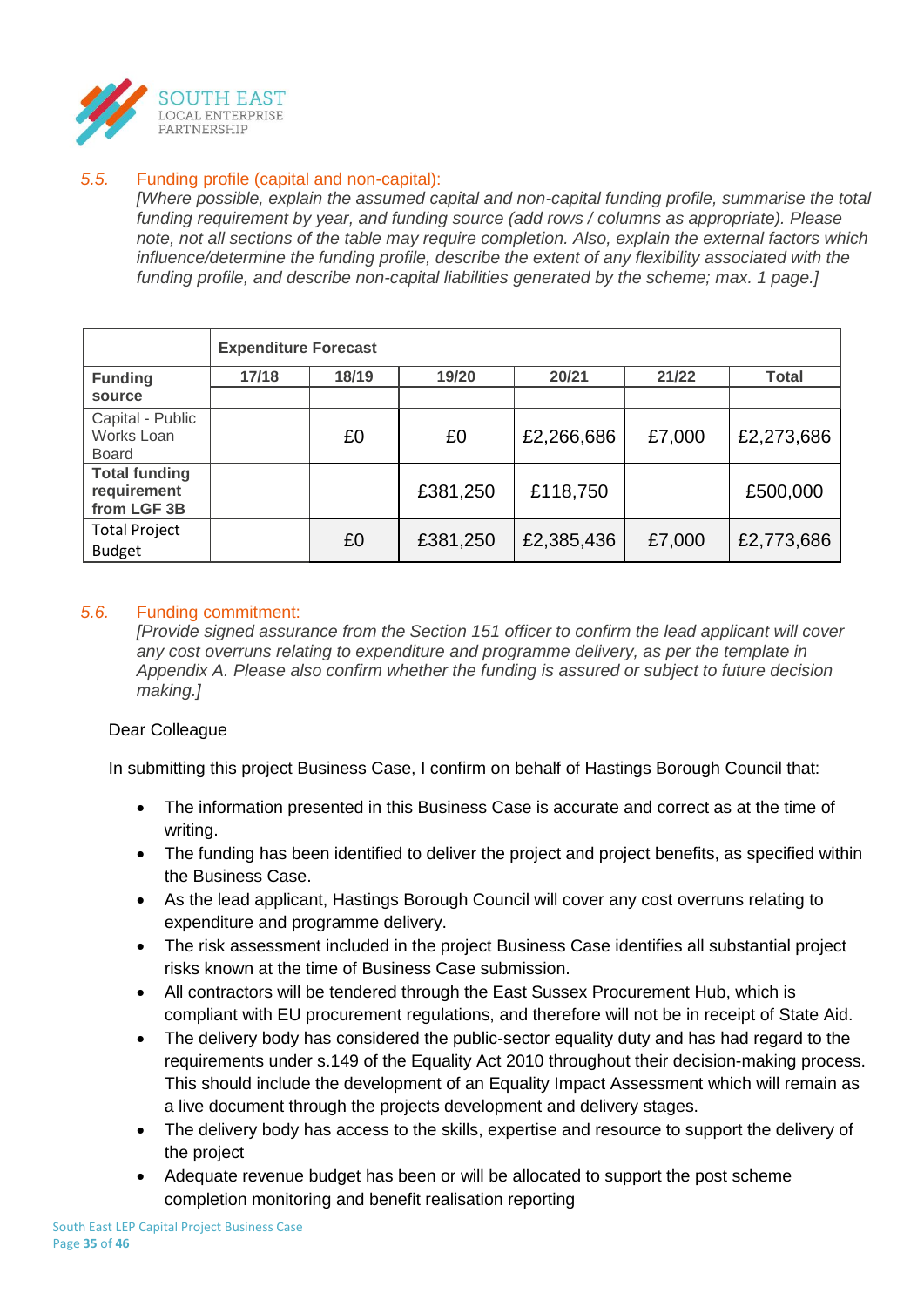### 5.5. Funding profile (capital and non-capital):

*[Where possible, explain the assumed capital and non-capital funding profile, summarise the total funding requirement by year, and funding source (add rows / columns as appropriate). Please note, not all sections of the table may require completion. Also, explain the external factors which influence/determine the funding profile, describe the extent of any flexibility associated with the funding profile, and describe non-capital liabilities generated by the scheme; max. 1 page.]*

| | **Expenditure Forecast** | | | | | |
|---|---|---|---|---|---|---|
| **Funding source** | **17/18** | **18/19** | **19/20** | **20/21** | **21/22** | **Total** |
| Capital - Public Works Loan Board | | £0 | £0 | £2,266,686 | £7,000 | £2,273,686 |
| **Total funding requirement from LGF 3B** | | | £381,250 | £118,750 | | £500,000 |
| Total Project Budget | | £0 | £381,250 | £2,385,436 | £7,000 | £2,773,686 |

### 5.6. Funding commitment:

*[Provide signed assurance from the Section 151 officer to confirm the lead applicant will cover any cost overruns relating to expenditure and programme delivery, as per the template in Appendix A. Please also confirm whether the funding is assured or subject to future decision making.]*

Dear Colleague

In submitting this project Business Case, I confirm on behalf of Hastings Borough Council that:

- The information presented in this Business Case is accurate and correct as at the time of writing.
- The funding has been identified to deliver the project and project benefits, as specified within the Business Case.
- As the lead applicant, Hastings Borough Council will cover any cost overruns relating to expenditure and programme delivery.
- The risk assessment included in the project Business Case identifies all substantial project risks known at the time of Business Case submission.
- All contractors will be tendered through the East Sussex Procurement Hub, which is compliant with EU procurement regulations, and therefore will not be in receipt of State Aid.
- The delivery body has considered the public-sector equality duty and has had regard to the requirements under s.149 of the Equality Act 2010 throughout their decision-making process. This should include the development of an Equality Impact Assessment which will remain as a live document through the projects development and delivery stages.
- The delivery body has access to the skills, expertise and resource to support the delivery of the project
- Adequate revenue budget has been or will be allocated to support the post scheme completion monitoring and benefit realisation reporting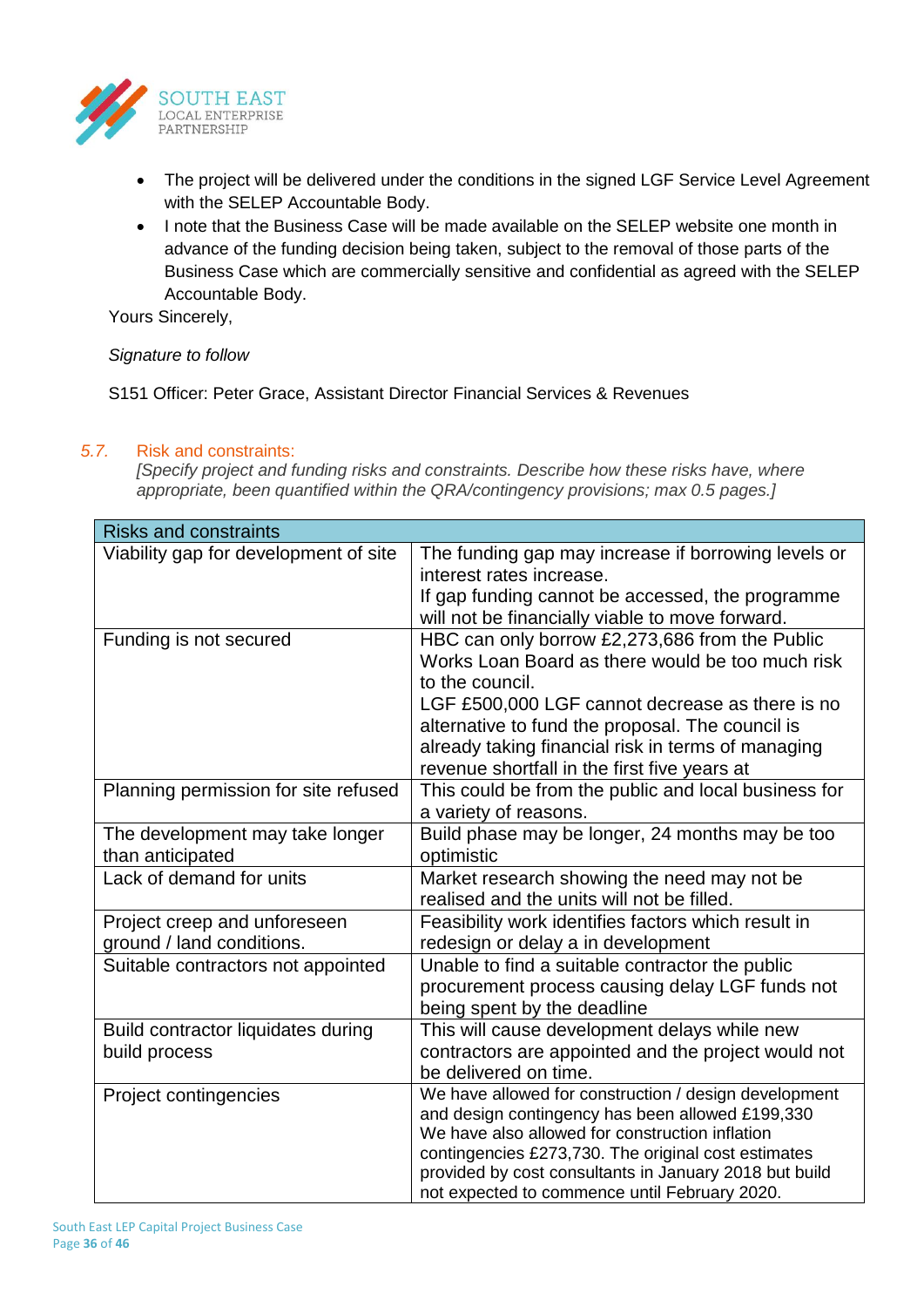- The project will be delivered under the conditions in the signed LGF Service Level Agreement with the SELEP Accountable Body.
- I note that the Business Case will be made available on the SELEP website one month in advance of the funding decision being taken, subject to the removal of those parts of the Business Case which are commercially sensitive and confidential as agreed with the SELEP Accountable Body.

Yours Sincerely,

*Signature to follow*

S151 Officer: Peter Grace, Assistant Director Financial Services & Revenues

### *5.7.* Risk and constraints:

*[Specify project and funding risks and constraints. Describe how these risks have, where appropriate, been quantified within the QRA/contingency provisions; max 0.5 pages.]*

| Risks and constraints | |
|---|---|
| Viability gap for development of site | The funding gap may increase if borrowing levels or interest rates increase.<br>If gap funding cannot be accessed, the programme will not be financially viable to move forward. |
| Funding is not secured | HBC can only borrow £2,273,686 from the Public Works Loan Board as there would be too much risk to the council.<br>LGF £500,000 LGF cannot decrease as there is no alternative to fund the proposal. The council is already taking financial risk in terms of managing revenue shortfall in the first five years at |
| Planning permission for site refused | This could be from the public and local business for a variety of reasons. |
| The development may take longer than anticipated | Build phase may be longer, 24 months may be too optimistic |
| Lack of demand for units | Market research showing the need may not be realised and the units will not be filled. |
| Project creep and unforeseen ground / land conditions. | Feasibility work identifies factors which result in redesign or delay a in development |
| Suitable contractors not appointed | Unable to find a suitable contractor the public procurement process causing delay LGF funds not being spent by the deadline |
| Build contractor liquidates during build process | This will cause development delays while new contractors are appointed and the project would not be delivered on time. |
| Project contingencies | We have allowed for construction / design development and design contingency has been allowed £199,330<br>We have also allowed for construction inflation contingencies £273,730. The original cost estimates provided by cost consultants in January 2018 but build not expected to commence until February 2020. |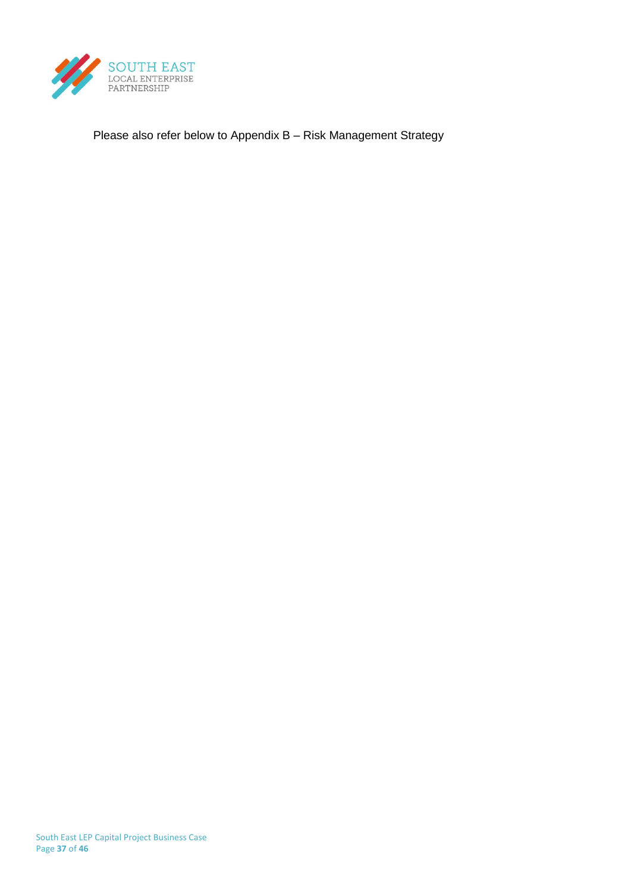Please also refer below to Appendix B – Risk Management Strategy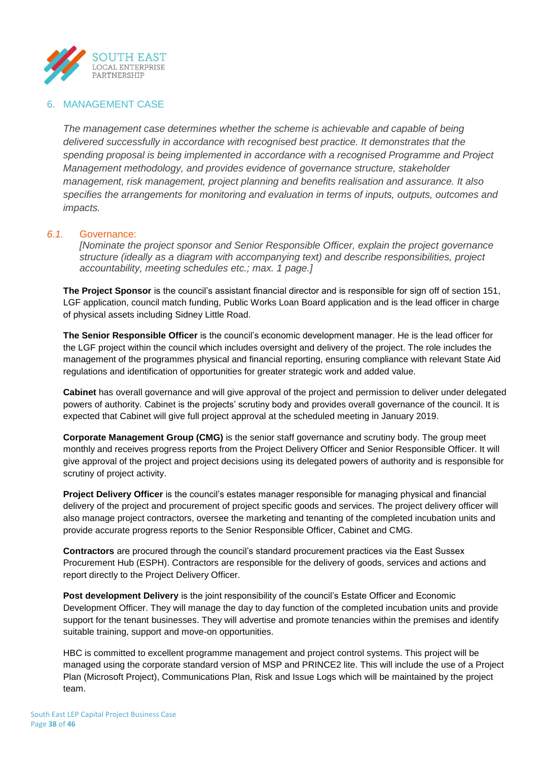## 6. MANAGEMENT CASE

*The management case determines whether the scheme is achievable and capable of being delivered successfully in accordance with recognised best practice. It demonstrates that the spending proposal is being implemented in accordance with a recognised Programme and Project Management methodology, and provides evidence of governance structure, stakeholder management, risk management, project planning and benefits realisation and assurance. It also specifies the arrangements for monitoring and evaluation in terms of inputs, outputs, outcomes and impacts.*

### *6.1.* Governance:

*[Nominate the project sponsor and Senior Responsible Officer, explain the project governance structure (ideally as a diagram with accompanying text) and describe responsibilities, project accountability, meeting schedules etc.; max. 1 page.]*

**The Project Sponsor** is the council's assistant financial director and is responsible for sign off of section 151, LGF application, council match funding, Public Works Loan Board application and is the lead officer in charge of physical assets including Sidney Little Road.

**The Senior Responsible Officer** is the council's economic development manager. He is the lead officer for the LGF project within the council which includes oversight and delivery of the project. The role includes the management of the programmes physical and financial reporting, ensuring compliance with relevant State Aid regulations and identification of opportunities for greater strategic work and added value.

**Cabinet** has overall governance and will give approval of the project and permission to deliver under delegated powers of authority. Cabinet is the projects' scrutiny body and provides overall governance of the council. It is expected that Cabinet will give full project approval at the scheduled meeting in January 2019.

**Corporate Management Group (CMG)** is the senior staff governance and scrutiny body. The group meet monthly and receives progress reports from the Project Delivery Officer and Senior Responsible Officer. It will give approval of the project and project decisions using its delegated powers of authority and is responsible for scrutiny of project activity.

**Project Delivery Officer** is the council's estates manager responsible for managing physical and financial delivery of the project and procurement of project specific goods and services. The project delivery officer will also manage project contractors, oversee the marketing and tenanting of the completed incubation units and provide accurate progress reports to the Senior Responsible Officer, Cabinet and CMG.

**Contractors** are procured through the council's standard procurement practices via the East Sussex Procurement Hub (ESPH). Contractors are responsible for the delivery of goods, services and actions and report directly to the Project Delivery Officer.

**Post development Delivery** is the joint responsibility of the council's Estate Officer and Economic Development Officer. They will manage the day to day function of the completed incubation units and provide support for the tenant businesses. They will advertise and promote tenancies within the premises and identify suitable training, support and move-on opportunities.

HBC is committed to excellent programme management and project control systems. This project will be managed using the corporate standard version of MSP and PRINCE2 lite. This will include the use of a Project Plan (Microsoft Project), Communications Plan, Risk and Issue Logs which will be maintained by the project team.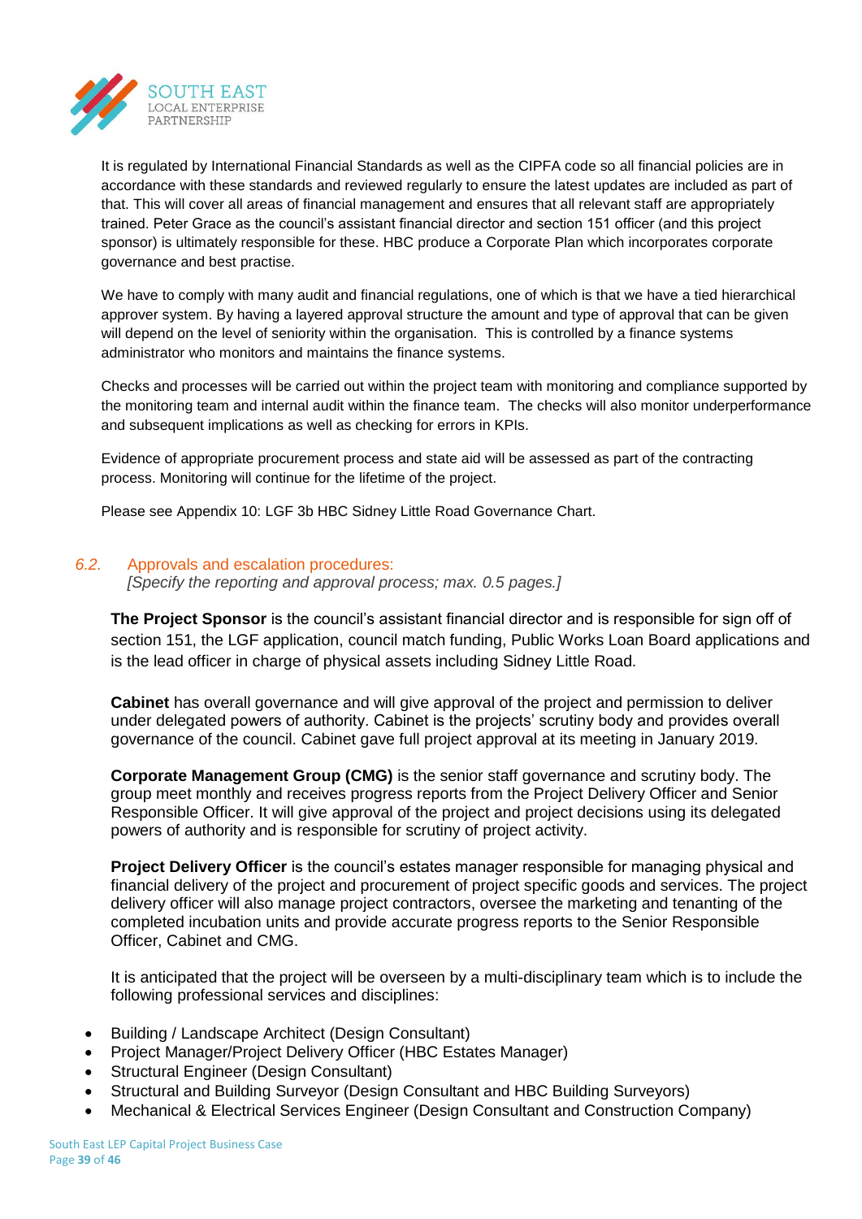It is regulated by International Financial Standards as well as the CIPFA code so all financial policies are in accordance with these standards and reviewed regularly to ensure the latest updates are included as part of that. This will cover all areas of financial management and ensures that all relevant staff are appropriately trained. Peter Grace as the council's assistant financial director and section 151 officer (and this project sponsor) is ultimately responsible for these. HBC produce a Corporate Plan which incorporates corporate governance and best practise.

We have to comply with many audit and financial regulations, one of which is that we have a tied hierarchical approver system. By having a layered approval structure the amount and type of approval that can be given will depend on the level of seniority within the organisation. This is controlled by a finance systems administrator who monitors and maintains the finance systems.

Checks and processes will be carried out within the project team with monitoring and compliance supported by the monitoring team and internal audit within the finance team. The checks will also monitor underperformance and subsequent implications as well as checking for errors in KPIs.

Evidence of appropriate procurement process and state aid will be assessed as part of the contracting process. Monitoring will continue for the lifetime of the project.

Please see Appendix 10: LGF 3b HBC Sidney Little Road Governance Chart.

## 6.2. Approvals and escalation procedures:

*[Specify the reporting and approval process; max. 0.5 pages.]*

**The Project Sponsor** is the council's assistant financial director and is responsible for sign off of section 151, the LGF application, council match funding, Public Works Loan Board applications and is the lead officer in charge of physical assets including Sidney Little Road.

**Cabinet** has overall governance and will give approval of the project and permission to deliver under delegated powers of authority. Cabinet is the projects' scrutiny body and provides overall governance of the council. Cabinet gave full project approval at its meeting in January 2019.

**Corporate Management Group (CMG)** is the senior staff governance and scrutiny body. The group meet monthly and receives progress reports from the Project Delivery Officer and Senior Responsible Officer. It will give approval of the project and project decisions using its delegated powers of authority and is responsible for scrutiny of project activity.

**Project Delivery Officer** is the council's estates manager responsible for managing physical and financial delivery of the project and procurement of project specific goods and services. The project delivery officer will also manage project contractors, oversee the marketing and tenanting of the completed incubation units and provide accurate progress reports to the Senior Responsible Officer, Cabinet and CMG.

It is anticipated that the project will be overseen by a multi-disciplinary team which is to include the following professional services and disciplines:

- Building / Landscape Architect (Design Consultant)
- Project Manager/Project Delivery Officer (HBC Estates Manager)
- Structural Engineer (Design Consultant)
- Structural and Building Surveyor (Design Consultant and HBC Building Surveyors)
- Mechanical & Electrical Services Engineer (Design Consultant and Construction Company)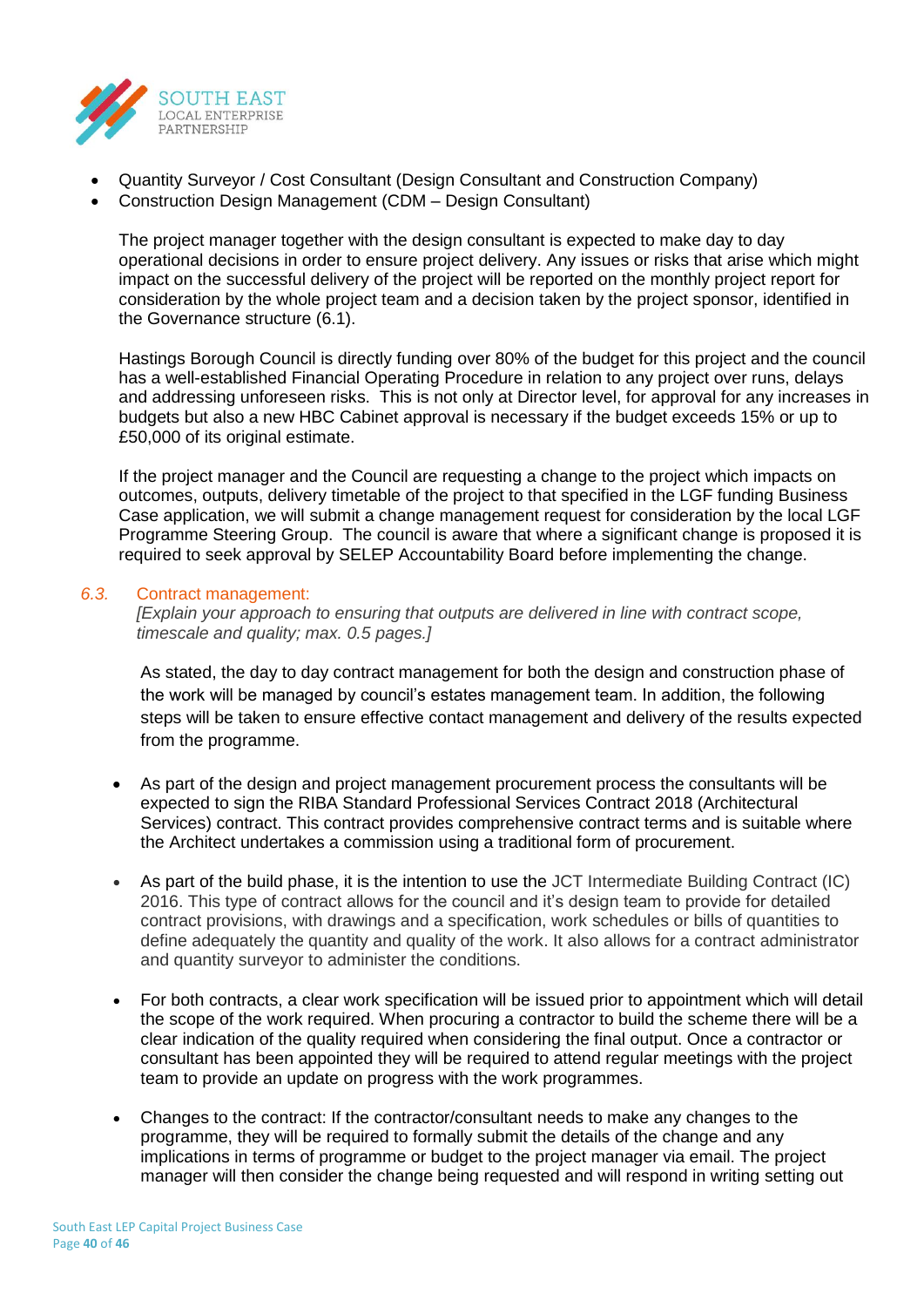- Quantity Surveyor / Cost Consultant (Design Consultant and Construction Company)
- Construction Design Management (CDM – Design Consultant)

  The project manager together with the design consultant is expected to make day to day operational decisions in order to ensure project delivery. Any issues or risks that arise which might impact on the successful delivery of the project will be reported on the monthly project report for consideration by the whole project team and a decision taken by the project sponsor, identified in the Governance structure (6.1).

  Hastings Borough Council is directly funding over 80% of the budget for this project and the council has a well-established Financial Operating Procedure in relation to any project over runs, delays and addressing unforeseen risks. This is not only at Director level, for approval for any increases in budgets but also a new HBC Cabinet approval is necessary if the budget exceeds 15% or up to £50,000 of its original estimate.

  If the project manager and the Council are requesting a change to the project which impacts on outcomes, outputs, delivery timetable of the project to that specified in the LGF funding Business Case application, we will submit a change management request for consideration by the local LGF Programme Steering Group. The council is aware that where a significant change is proposed it is required to seek approval by SELEP Accountability Board before implementing the change.

### 6.3. Contract management:

*[Explain your approach to ensuring that outputs are delivered in line with contract scope, timescale and quality; max. 0.5 pages.]*

As stated, the day to day contract management for both the design and construction phase of the work will be managed by council's estates management team. In addition, the following steps will be taken to ensure effective contact management and delivery of the results expected from the programme.

- As part of the design and project management procurement process the consultants will be expected to sign the RIBA Standard Professional Services Contract 2018 (Architectural Services) contract. This contract provides comprehensive contract terms and is suitable where the Architect undertakes a commission using a traditional form of procurement.

- As part of the build phase, it is the intention to use the JCT Intermediate Building Contract (IC) 2016. This type of contract allows for the council and it's design team to provide for detailed contract provisions, with drawings and a specification, work schedules or bills of quantities to define adequately the quantity and quality of the work. It also allows for a contract administrator and quantity surveyor to administer the conditions.

- For both contracts, a clear work specification will be issued prior to appointment which will detail the scope of the work required. When procuring a contractor to build the scheme there will be a clear indication of the quality required when considering the final output. Once a contractor or consultant has been appointed they will be required to attend regular meetings with the project team to provide an update on progress with the work programmes.

- Changes to the contract: If the contractor/consultant needs to make any changes to the programme, they will be required to formally submit the details of the change and any implications in terms of programme or budget to the project manager via email. The project manager will then consider the change being requested and will respond in writing setting out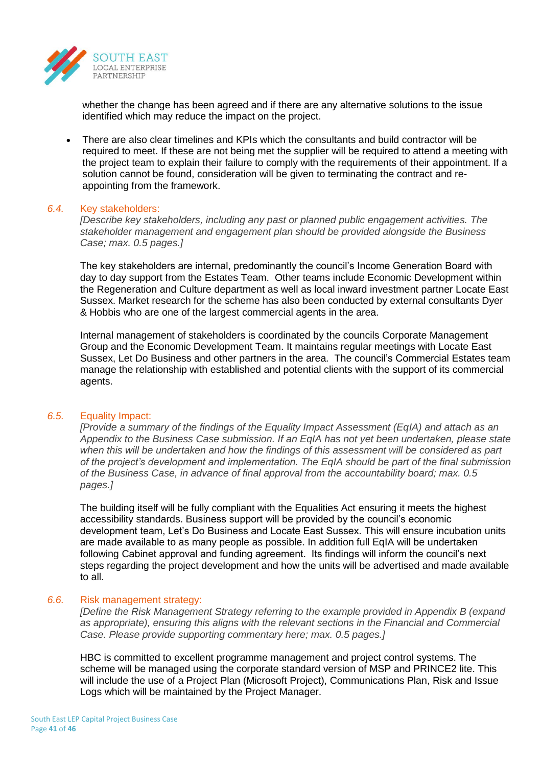whether the change has been agreed and if there are any alternative solutions to the issue identified which may reduce the impact on the project.

- There are also clear timelines and KPIs which the consultants and build contractor will be required to meet. If these are not being met the supplier will be required to attend a meeting with the project team to explain their failure to comply with the requirements of their appointment. If a solution cannot be found, consideration will be given to terminating the contract and re-appointing from the framework.

### *6.4.* Key stakeholders:

*[Describe key stakeholders, including any past or planned public engagement activities. The stakeholder management and engagement plan should be provided alongside the Business Case; max. 0.5 pages.]*

The key stakeholders are internal, predominantly the council's Income Generation Board with day to day support from the Estates Team. Other teams include Economic Development within the Regeneration and Culture department as well as local inward investment partner Locate East Sussex. Market research for the scheme has also been conducted by external consultants Dyer & Hobbis who are one of the largest commercial agents in the area.

Internal management of stakeholders is coordinated by the councils Corporate Management Group and the Economic Development Team. It maintains regular meetings with Locate East Sussex, Let Do Business and other partners in the area. The council's Commercial Estates team manage the relationship with established and potential clients with the support of its commercial agents.

### *6.5.* Equality Impact:

*[Provide a summary of the findings of the Equality Impact Assessment (EqIA) and attach as an Appendix to the Business Case submission. If an EqIA has not yet been undertaken, please state when this will be undertaken and how the findings of this assessment will be considered as part of the project's development and implementation. The EqIA should be part of the final submission of the Business Case, in advance of final approval from the accountability board; max. 0.5 pages.]*

The building itself will be fully compliant with the Equalities Act ensuring it meets the highest accessibility standards. Business support will be provided by the council's economic development team, Let's Do Business and Locate East Sussex. This will ensure incubation units are made available to as many people as possible. In addition full EqIA will be undertaken following Cabinet approval and funding agreement. Its findings will inform the council's next steps regarding the project development and how the units will be advertised and made available to all.

### *6.6.* Risk management strategy:

*[Define the Risk Management Strategy referring to the example provided in Appendix B (expand as appropriate), ensuring this aligns with the relevant sections in the Financial and Commercial Case. Please provide supporting commentary here; max. 0.5 pages.]*

HBC is committed to excellent programme management and project control systems. The scheme will be managed using the corporate standard version of MSP and PRINCE2 lite. This will include the use of a Project Plan (Microsoft Project), Communications Plan, Risk and Issue Logs which will be maintained by the Project Manager.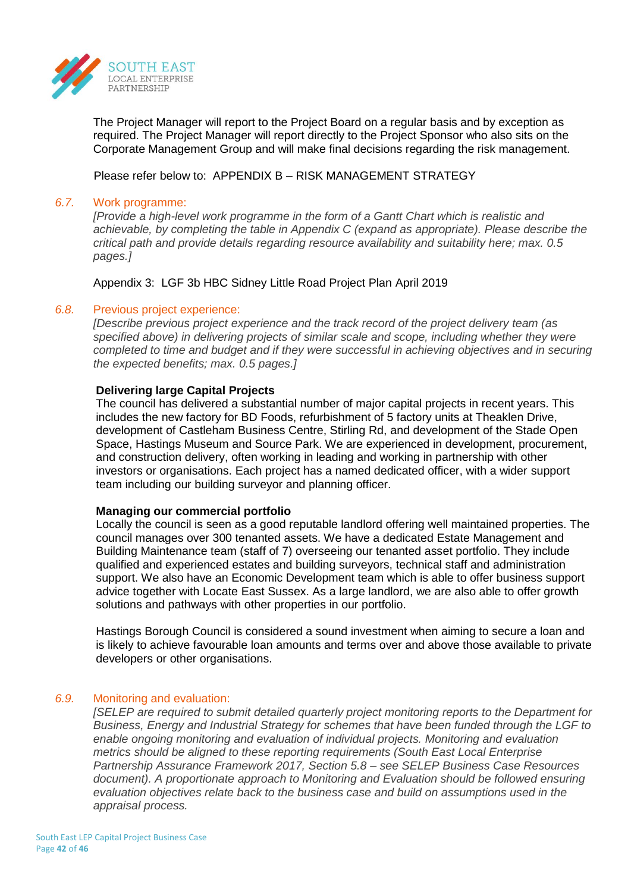The Project Manager will report to the Project Board on a regular basis and by exception as required. The Project Manager will report directly to the Project Sponsor who also sits on the Corporate Management Group and will make final decisions regarding the risk management.

Please refer below to: APPENDIX B – RISK MANAGEMENT STRATEGY

### *6.7.* Work programme:

*[Provide a high-level work programme in the form of a Gantt Chart which is realistic and achievable, by completing the table in Appendix C (expand as appropriate). Please describe the critical path and provide details regarding resource availability and suitability here; max. 0.5 pages.]*

Appendix 3: LGF 3b HBC Sidney Little Road Project Plan April 2019

### *6.8.* Previous project experience:

*[Describe previous project experience and the track record of the project delivery team (as specified above) in delivering projects of similar scale and scope, including whether they were completed to time and budget and if they were successful in achieving objectives and in securing the expected benefits; max. 0.5 pages.]*

**Delivering large Capital Projects**

The council has delivered a substantial number of major capital projects in recent years. This includes the new factory for BD Foods, refurbishment of 5 factory units at Theaklen Drive, development of Castleham Business Centre, Stirling Rd, and development of the Stade Open Space, Hastings Museum and Source Park. We are experienced in development, procurement, and construction delivery, often working in leading and working in partnership with other investors or organisations. Each project has a named dedicated officer, with a wider support team including our building surveyor and planning officer.

**Managing our commercial portfolio**

Locally the council is seen as a good reputable landlord offering well maintained properties. The council manages over 300 tenanted assets. We have a dedicated Estate Management and Building Maintenance team (staff of 7) overseeing our tenanted asset portfolio. They include qualified and experienced estates and building surveyors, technical staff and administration support. We also have an Economic Development team which is able to offer business support advice together with Locate East Sussex. As a large landlord, we are also able to offer growth solutions and pathways with other properties in our portfolio.

Hastings Borough Council is considered a sound investment when aiming to secure a loan and is likely to achieve favourable loan amounts and terms over and above those available to private developers or other organisations.

### *6.9.* Monitoring and evaluation:

*[SELEP are required to submit detailed quarterly project monitoring reports to the Department for Business, Energy and Industrial Strategy for schemes that have been funded through the LGF to enable ongoing monitoring and evaluation of individual projects. Monitoring and evaluation metrics should be aligned to these reporting requirements (South East Local Enterprise Partnership Assurance Framework 2017, Section 5.8 – see SELEP Business Case Resources document). A proportionate approach to Monitoring and Evaluation should be followed ensuring evaluation objectives relate back to the business case and build on assumptions used in the appraisal process.*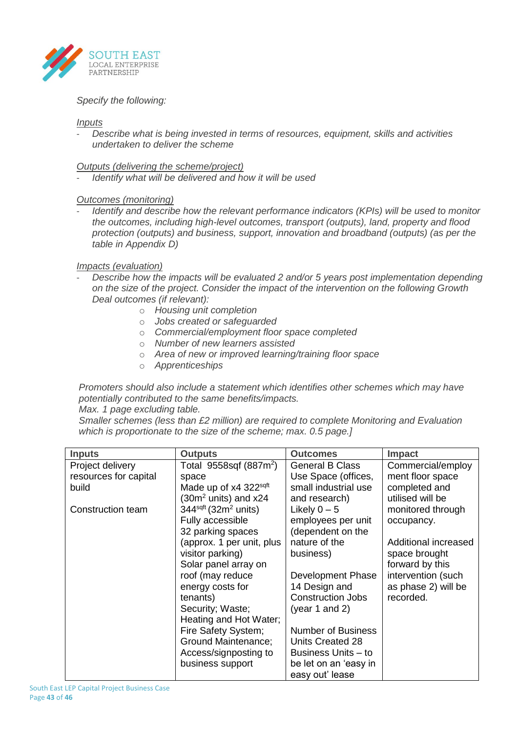*Specify the following:*

*Inputs*

- *Describe what is being invested in terms of resources, equipment, skills and activities undertaken to deliver the scheme*

*Outputs (delivering the scheme/project)*

- *Identify what will be delivered and how it will be used*

*Outcomes (monitoring)*

- *Identify and describe how the relevant performance indicators (KPIs) will be used to monitor the outcomes, including high-level outcomes, transport (outputs), land, property and flood protection (outputs) and business, support, innovation and broadband (outputs) (as per the table in Appendix D)*

*Impacts (evaluation)*

- *Describe how the impacts will be evaluated 2 and/or 5 years post implementation depending on the size of the project. Consider the impact of the intervention on the following Growth Deal outcomes (if relevant):*
    - *Housing unit completion*
    - *Jobs created or safeguarded*
    - *Commercial/employment floor space completed*
    - *Number of new learners assisted*
    - *Area of new or improved learning/training floor space*
    - *Apprenticeships*

*Promoters should also include a statement which identifies other schemes which may have potentially contributed to the same benefits/impacts.*
*Max. 1 page excluding table.*
*Smaller schemes (less than £2 million) are required to complete Monitoring and Evaluation which is proportionate to the size of the scheme; max. 0.5 page.]*

| Inputs | Outputs | Outcomes | Impact |
|---|---|---|---|
| Project delivery resources for capital build<br><br>Construction team | Total 9558sqf (887m$^2$) space<br>Made up of x4 322$^{sqft}$ (30m$^2$ units) and x24 344$^{sqft}$ (32m$^2$ units)<br>Fully accessible<br>32 parking spaces (approx. 1 per unit, plus visitor parking)<br>Solar panel array on roof (may reduce energy costs for tenants)<br>Security; Waste; Heating and Hot Water; Fire Safety System; Ground Maintenance; Access/signposting to business support | General B Class Use Space (offices, small industrial use and research)<br>Likely 0 – 5 employees per unit (dependent on the nature of the business)<br><br>Development Phase 14 Design and Construction Jobs (year 1 and 2)<br><br>Number of Business Units Created 28 Business Units – to be let on an 'easy in easy out' lease | Commercial/employment floor space completed and utilised will be monitored through occupancy.<br><br>Additional increased space brought forward by this intervention (such as phase 2) will be recorded. |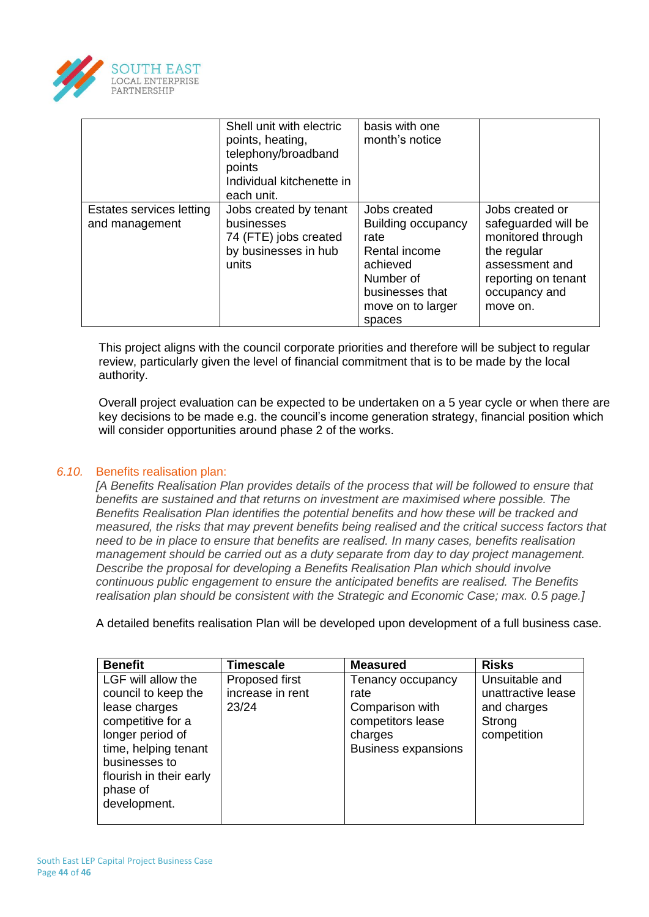| | | | |
|---|---|---|---|
| | Shell unit with electric points, heating, telephony/broadband points<br>Individual kitchenette in each unit. | basis with one month's notice | |
| Estates services letting and management | Jobs created by tenant businesses<br>74 (FTE) jobs created by businesses in hub units | Jobs created<br>Building occupancy rate<br>Rental income achieved<br>Number of businesses that move on to larger spaces | Jobs created or safeguarded will be monitored through the regular assessment and reporting on tenant occupancy and move on. |

This project aligns with the council corporate priorities and therefore will be subject to regular review, particularly given the level of financial commitment that is to be made by the local authority.

Overall project evaluation can be expected to be undertaken on a 5 year cycle or when there are key decisions to be made e.g. the council's income generation strategy, financial position which will consider opportunities around phase 2 of the works.

### *6.10.* Benefits realisation plan:

*[A Benefits Realisation Plan provides details of the process that will be followed to ensure that benefits are sustained and that returns on investment are maximised where possible. The Benefits Realisation Plan identifies the potential benefits and how these will be tracked and measured, the risks that may prevent benefits being realised and the critical success factors that need to be in place to ensure that benefits are realised. In many cases, benefits realisation management should be carried out as a duty separate from day to day project management. Describe the proposal for developing a Benefits Realisation Plan which should involve continuous public engagement to ensure the anticipated benefits are realised. The Benefits realisation plan should be consistent with the Strategic and Economic Case; max. 0.5 page.]*

A detailed benefits realisation Plan will be developed upon development of a full business case.

| **Benefit** | **Timescale** | **Measured** | **Risks** |
|---|---|---|---|
| LGF will allow the council to keep the lease charges competitive for a longer period of time, helping tenant businesses to flourish in their early phase of development. | Proposed first increase in rent 23/24 | Tenancy occupancy rate<br>Comparison with competitors lease charges<br>Business expansions | Unsuitable and unattractive lease and charges<br>Strong competition |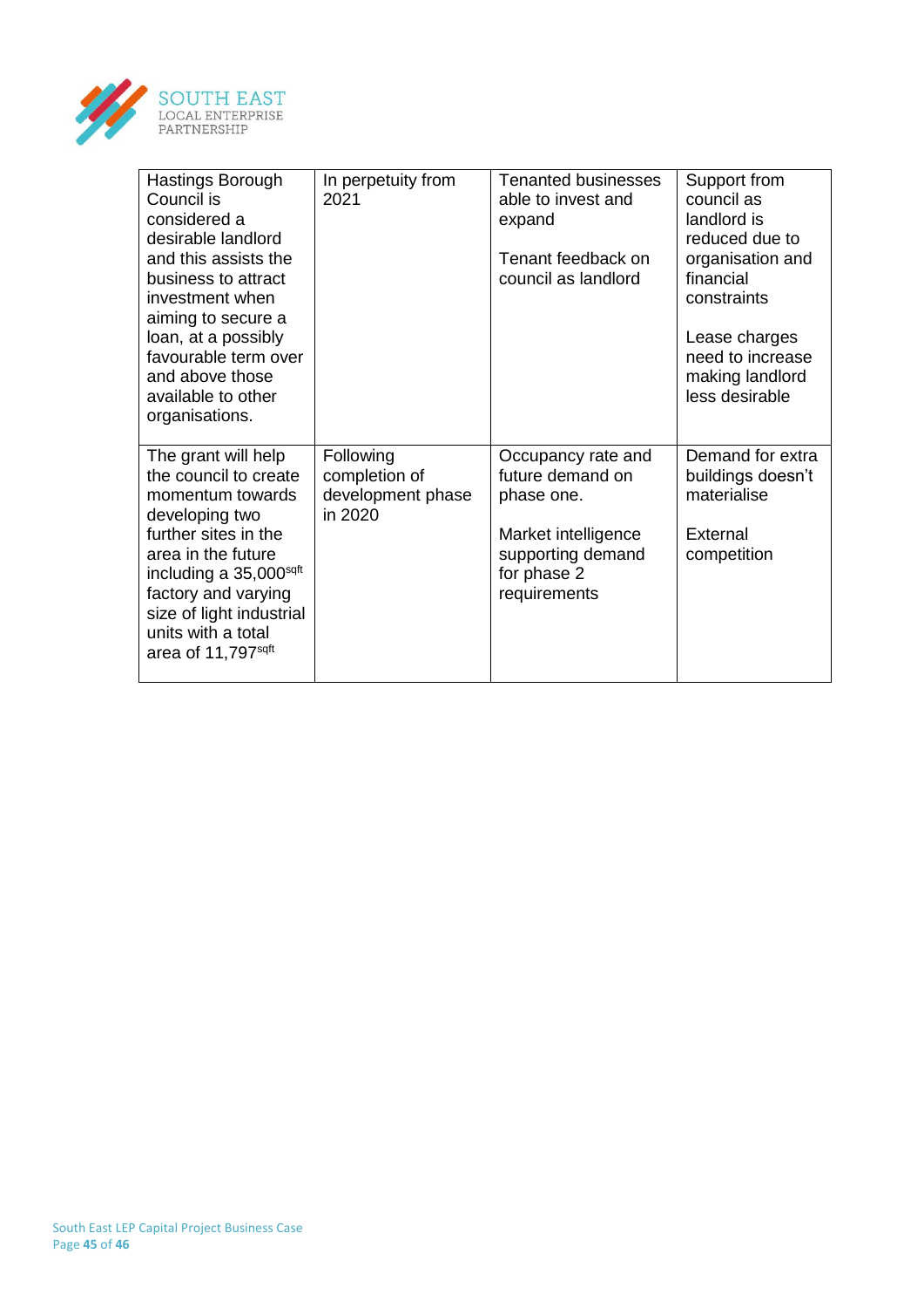| | | | |
|---|---|---|---|
| Hastings Borough Council is considered a desirable landlord and this assists the business to attract investment when aiming to secure a loan, at a possibly favourable term over and above those available to other organisations. | In perpetuity from 2021 | Tenanted businesses able to invest and expand<br><br>Tenant feedback on council as landlord | Support from council as landlord is reduced due to organisation and financial constraints<br><br>Lease charges need to increase making landlord less desirable |
| The grant will help the council to create momentum towards developing two further sites in the area in the future including a 35,000sqft factory and varying size of light industrial units with a total area of 11,797sqft | Following completion of development phase in 2020 | Occupancy rate and future demand on phase one.<br><br>Market intelligence supporting demand for phase 2 requirements | Demand for extra buildings doesn't materialise<br><br>External competition |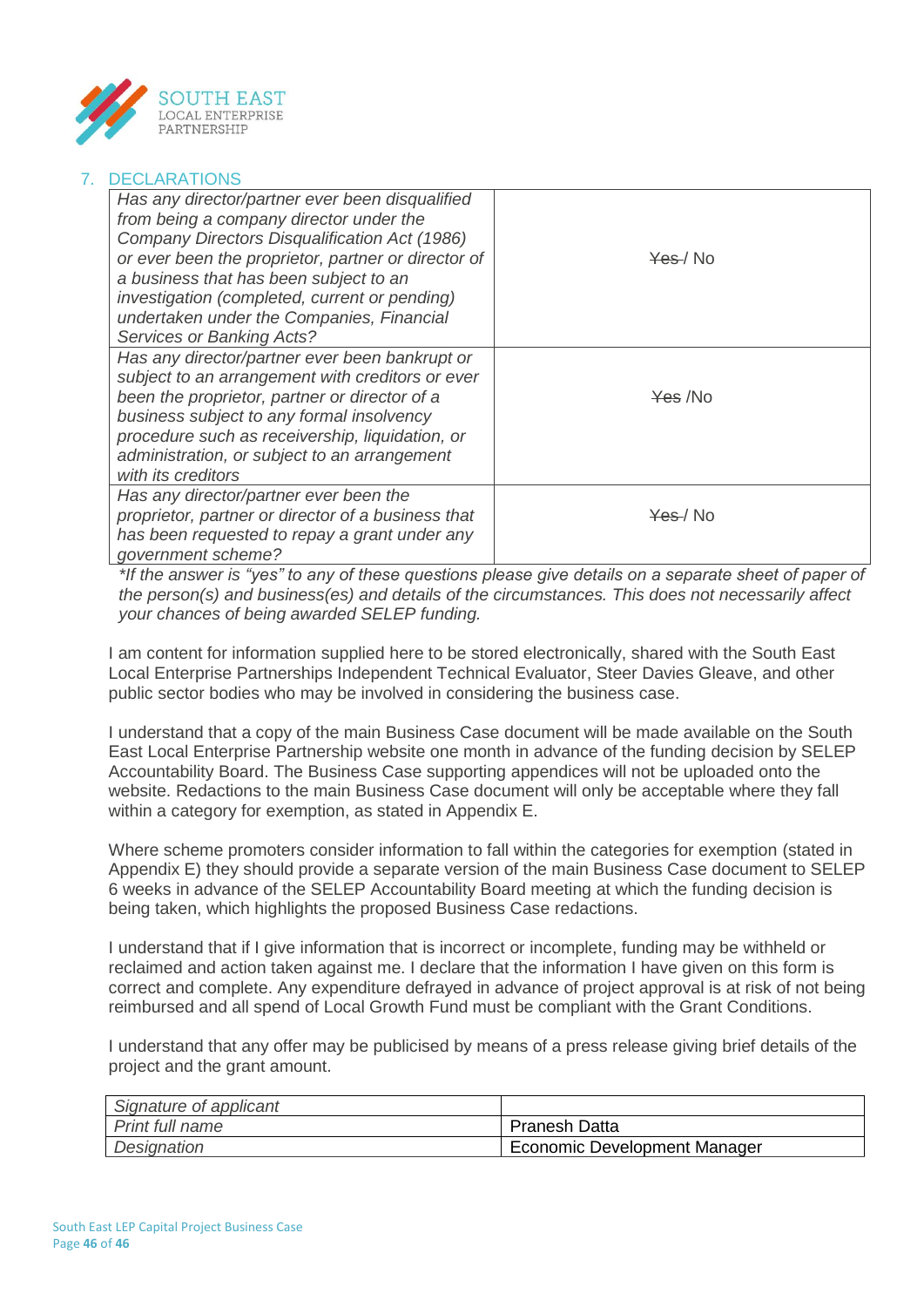## 7. DECLARATIONS

| | |
|---|---|
| *Has any director/partner ever been disqualified from being a company director under the Company Directors Disqualification Act (1986) or ever been the proprietor, partner or director of a business that has been subject to an investigation (completed, current or pending) undertaken under the Companies, Financial Services or Banking Acts?* | ~~Yes~~ / No |
| *Has any director/partner ever been bankrupt or subject to an arrangement with creditors or ever been the proprietor, partner or director of a business subject to any formal insolvency procedure such as receivership, liquidation, or administration, or subject to an arrangement with its creditors* | ~~Yes~~ /No |
| *Has any director/partner ever been the proprietor, partner or director of a business that has been requested to repay a grant under any government scheme?* | ~~Yes~~ / No |

*\*If the answer is "yes" to any of these questions please give details on a separate sheet of paper of the person(s) and business(es) and details of the circumstances. This does not necessarily affect your chances of being awarded SELEP funding.*

I am content for information supplied here to be stored electronically, shared with the South East Local Enterprise Partnerships Independent Technical Evaluator, Steer Davies Gleave, and other public sector bodies who may be involved in considering the business case.

I understand that a copy of the main Business Case document will be made available on the South East Local Enterprise Partnership website one month in advance of the funding decision by SELEP Accountability Board. The Business Case supporting appendices will not be uploaded onto the website. Redactions to the main Business Case document will only be acceptable where they fall within a category for exemption, as stated in Appendix E.

Where scheme promoters consider information to fall within the categories for exemption (stated in Appendix E) they should provide a separate version of the main Business Case document to SELEP 6 weeks in advance of the SELEP Accountability Board meeting at which the funding decision is being taken, which highlights the proposed Business Case redactions.

I understand that if I give information that is incorrect or incomplete, funding may be withheld or reclaimed and action taken against me. I declare that the information I have given on this form is correct and complete. Any expenditure defrayed in advance of project approval is at risk of not being reimbursed and all spend of Local Growth Fund must be compliant with the Grant Conditions.

I understand that any offer may be publicised by means of a press release giving brief details of the project and the grant amount.

| | |
|---|---|
| *Signature of applicant* | |
| *Print full name* | Pranesh Datta |
| *Designation* | Economic Development Manager |